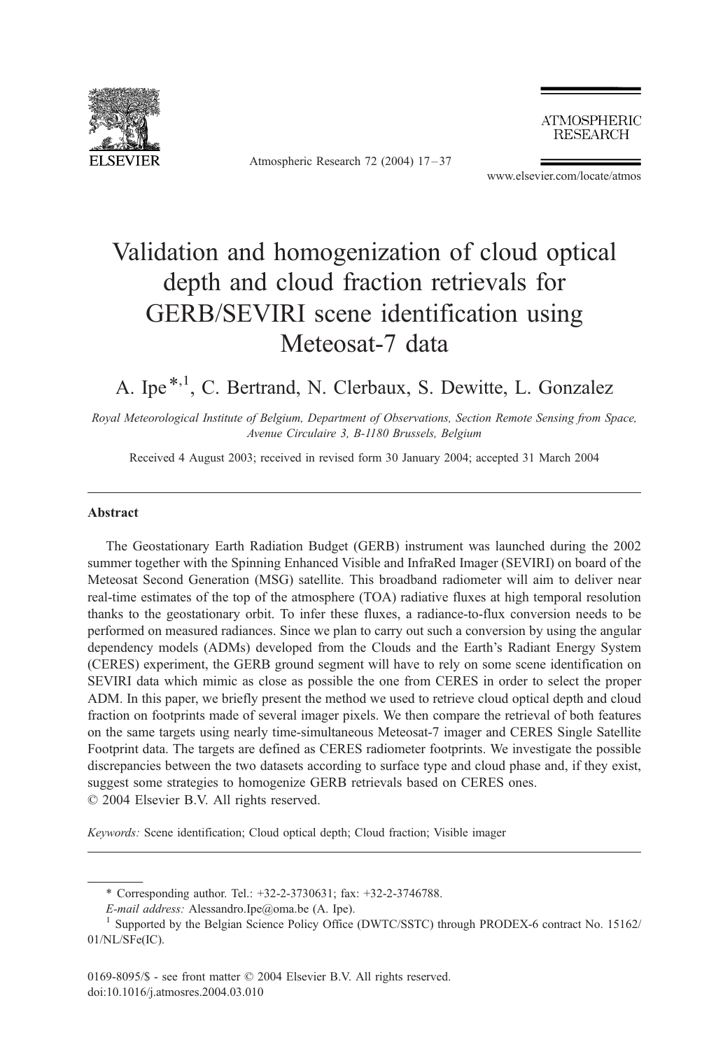# Validation and homogenization of cloud optical depth and cloud fraction retrievals for GERB/SEVIRI scene identification using Meteosat-7 data

A. Ipe*[,1], C. Bertrand, N. Clerbaux, S. Dewitte, L. Gonzalez

*Royal Meteorological Institute of Belgium, Department of Observations, Section Remote Sensing from Space, Avenue Circulaire 3, B-1180 Brussels, Belgium*

Received 4 August 2003; received in revised form 30 January 2004; accepted 31 March 2004

## Abstract

The Geostationary Earth Radiation Budget (GERB) instrument was launched during the 2002 summer together with the Spinning Enhanced Visible and InfraRed Imager (SEVIRI) on board of the Meteosat Second Generation (MSG) satellite. This broadband radiometer will aim to deliver near real-time estimates of the top of the atmosphere (TOA) radiative fluxes at high temporal resolution thanks to the geostationary orbit. To infer these fluxes, a radiance-to-flux conversion needs to be performed on measured radiances. Since we plan to carry out such a conversion by using the angular dependency models (ADMs) developed from the Clouds and the Earth's Radiant Energy System (CERES) experiment, the GERB ground segment will have to rely on some scene identification on SEVIRI data which mimic as close as possible the one from CERES in order to select the proper ADM. In this paper, we briefly present the method we used to retrieve cloud optical depth and cloud fraction on footprints made of several imager pixels. We then compare the retrieval of both features on the same targets using nearly time-simultaneous Meteosat-7 imager and CERES Single Satellite Footprint data. The targets are defined as CERES radiometer footprints. We investigate the possible discrepancies between the two datasets according to surface type and cloud phase and, if they exist, suggest some strategies to homogenize GERB retrievals based on CERES ones.

© 2004 Elsevier B.V. All rights reserved.

*Keywords:* Scene identification; Cloud optical depth; Cloud fraction; Visible imager

---

\* Corresponding author. Tel.: +32-2-3730631; fax: +32-2-3746788.

*E-mail address:* Alessandro.Ipe@oma.be (A. Ipe).

[1] Supported by the Belgian Science Policy Office (DWTC/SSTC) through PRODEX-6 contract No. 15162/01/NL/SFe(IC).

0169-8095/$ - see front matter © 2004 Elsevier B.V. All rights reserved.
doi:10.1016/j.atmosres.2004.03.010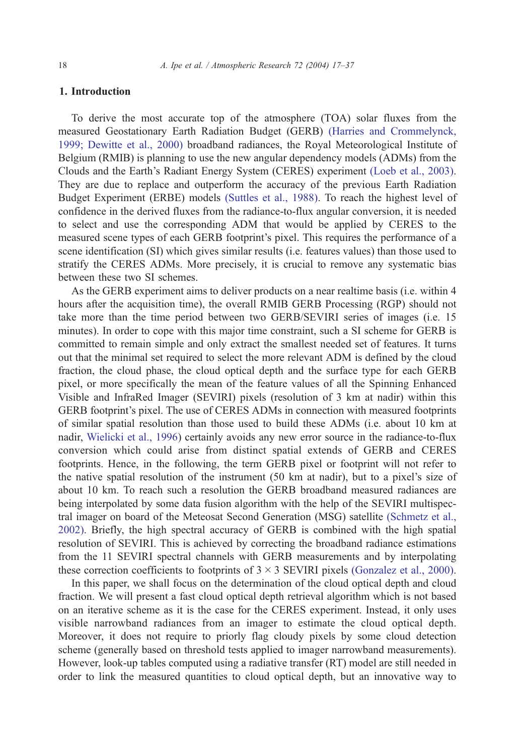## 1. Introduction

To derive the most accurate top of the atmosphere (TOA) solar fluxes from the measured Geostationary Earth Radiation Budget (GERB) (Harries and Crommelynck, 1999; Dewitte et al., 2000) broadband radiances, the Royal Meteorological Institute of Belgium (RMIB) is planning to use the new angular dependency models (ADMs) from the Clouds and the Earth's Radiant Energy System (CERES) experiment (Loeb et al., 2003). They are due to replace and outperform the accuracy of the previous Earth Radiation Budget Experiment (ERBE) models (Suttles et al., 1988). To reach the highest level of confidence in the derived fluxes from the radiance-to-flux angular conversion, it is needed to select and use the corresponding ADM that would be applied by CERES to the measured scene types of each GERB footprint's pixel. This requires the performance of a scene identification (SI) which gives similar results (i.e. features values) than those used to stratify the CERES ADMs. More precisely, it is crucial to remove any systematic bias between these two SI schemes.

As the GERB experiment aims to deliver products on a near realtime basis (i.e. within 4 hours after the acquisition time), the overall RMIB GERB Processing (RGP) should not take more than the time period between two GERB/SEVIRI series of images (i.e. 15 minutes). In order to cope with this major time constraint, such a SI scheme for GERB is committed to remain simple and only extract the smallest needed set of features. It turns out that the minimal set required to select the more relevant ADM is defined by the cloud fraction, the cloud phase, the cloud optical depth and the surface type for each GERB pixel, or more specifically the mean of the feature values of all the Spinning Enhanced Visible and InfraRed Imager (SEVIRI) pixels (resolution of 3 km at nadir) within this GERB footprint's pixel. The use of CERES ADMs in connection with measured footprints of similar spatial resolution than those used to build these ADMs (i.e. about 10 km at nadir, Wielicki et al., 1996) certainly avoids any new error source in the radiance-to-flux conversion which could arise from distinct spatial extends of GERB and CERES footprints. Hence, in the following, the term GERB pixel or footprint will not refer to the native spatial resolution of the instrument (50 km at nadir), but to a pixel's size of about 10 km. To reach such a resolution the GERB broadband measured radiances are being interpolated by some data fusion algorithm with the help of the SEVIRI multispectral imager on board of the Meteosat Second Generation (MSG) satellite (Schmetz et al., 2002). Briefly, the high spectral accuracy of GERB is combined with the high spatial resolution of SEVIRI. This is achieved by correcting the broadband radiance estimations from the 11 SEVIRI spectral channels with GERB measurements and by interpolating these correction coefficients to footprints of $3 \times 3$ SEVIRI pixels (Gonzalez et al., 2000).

In this paper, we shall focus on the determination of the cloud optical depth and cloud fraction. We will present a fast cloud optical depth retrieval algorithm which is not based on an iterative scheme as it is the case for the CERES experiment. Instead, it only uses visible narrowband radiances from an imager to estimate the cloud optical depth. Moreover, it does not require to priorly flag cloudy pixels by some cloud detection scheme (generally based on threshold tests applied to imager narrowband measurements). However, look-up tables computed using a radiative transfer (RT) model are still needed in order to link the measured quantities to cloud optical depth, but an innovative way to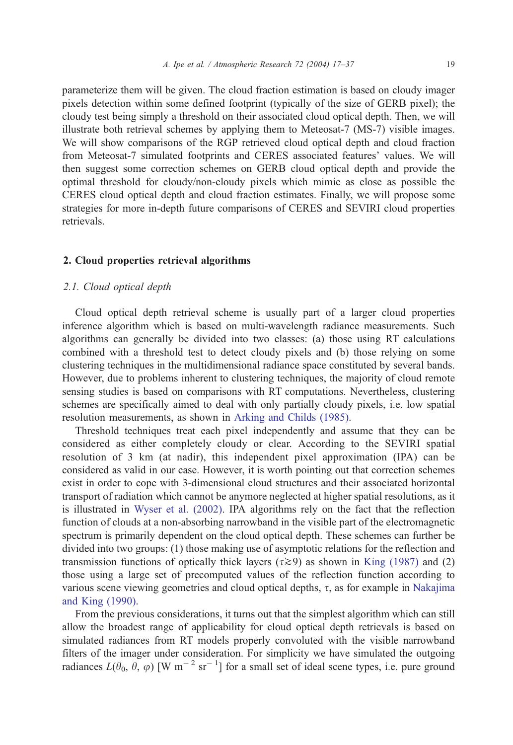parameterize them will be given. The cloud fraction estimation is based on cloudy imager pixels detection within some defined footprint (typically of the size of GERB pixel); the cloudy test being simply a threshold on their associated cloud optical depth. Then, we will illustrate both retrieval schemes by applying them to Meteosat-7 (MS-7) visible images. We will show comparisons of the RGP retrieved cloud optical depth and cloud fraction from Meteosat-7 simulated footprints and CERES associated features' values. We will then suggest some correction schemes on GERB cloud optical depth and provide the optimal threshold for cloudy/non-cloudy pixels which mimic as close as possible the CERES cloud optical depth and cloud fraction estimates. Finally, we will propose some strategies for more in-depth future comparisons of CERES and SEVIRI cloud properties retrievals.

## 2. Cloud properties retrieval algorithms

### 2.1. Cloud optical depth

Cloud optical depth retrieval scheme is usually part of a larger cloud properties inference algorithm which is based on multi-wavelength radiance measurements. Such algorithms can generally be divided into two classes: (a) those using RT calculations combined with a threshold test to detect cloudy pixels and (b) those relying on some clustering techniques in the multidimensional radiance space constituted by several bands. However, due to problems inherent to clustering techniques, the majority of cloud remote sensing studies is based on comparisons with RT computations. Nevertheless, clustering schemes are specifically aimed to deal with only partially cloudy pixels, i.e. low spatial resolution measurements, as shown in Arking and Childs (1985).

Threshold techniques treat each pixel independently and assume that they can be considered as either completely cloudy or clear. According to the SEVIRI spatial resolution of 3 km (at nadir), this independent pixel approximation (IPA) can be considered as valid in our case. However, it is worth pointing out that correction schemes exist in order to cope with 3-dimensional cloud structures and their associated horizontal transport of radiation which cannot be anymore neglected at higher spatial resolutions, as it is illustrated in Wyser et al. (2002). IPA algorithms rely on the fact that the reflection function of clouds at a non-absorbing narrowband in the visible part of the electromagnetic spectrum is primarily dependent on the cloud optical depth. These schemes can further be divided into two groups: (1) those making use of asymptotic relations for the reflection and transmission functions of optically thick layers ($\tau \gtrsim 9$) as shown in King (1987) and (2) those using a large set of precomputed values of the reflection function according to various scene viewing geometries and cloud optical depths, $\tau$, as for example in Nakajima and King (1990).

From the previous considerations, it turns out that the simplest algorithm which can still allow the broadest range of applicability for cloud optical depth retrievals is based on simulated radiances from RT models properly convoluted with the visible narrowband filters of the imager under consideration. For simplicity we have simulated the outgoing radiances $L(\theta_0, \theta, \varphi)$ [W m$^{-2}$ sr$^{-1}$] for a small set of ideal scene types, i.e. pure ground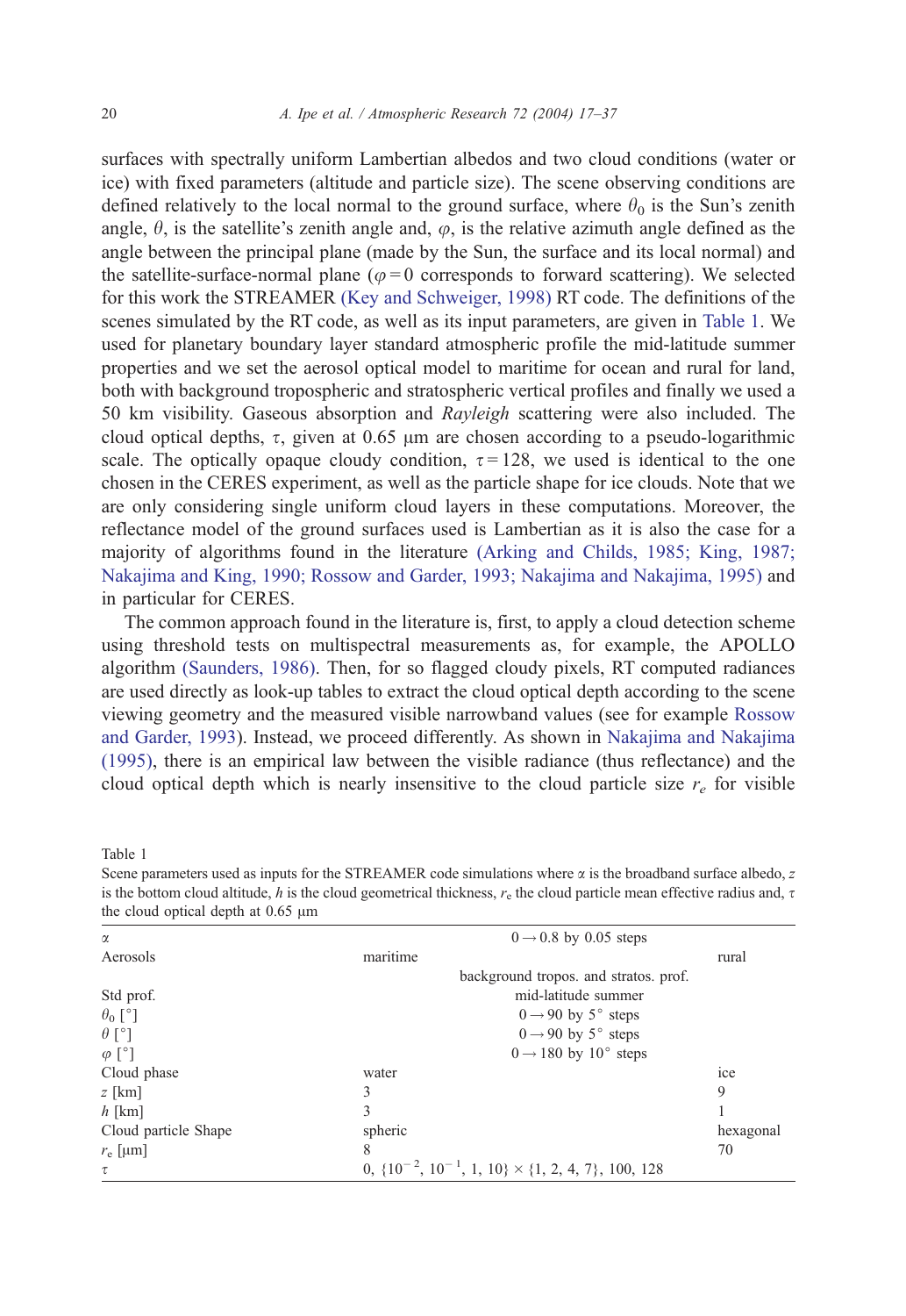surfaces with spectrally uniform Lambertian albedos and two cloud conditions (water or ice) with fixed parameters (altitude and particle size). The scene observing conditions are defined relatively to the local normal to the ground surface, where $\theta_0$ is the Sun's zenith angle, $\theta$, is the satellite's zenith angle and, $\varphi$, is the relative azimuth angle defined as the angle between the principal plane (made by the Sun, the surface and its local normal) and the satellite-surface-normal plane ($\varphi = 0$ corresponds to forward scattering). We selected for this work the STREAMER (Key and Schweiger, 1998) RT code. The definitions of the scenes simulated by the RT code, as well as its input parameters, are given in Table 1. We used for planetary boundary layer standard atmospheric profile the mid-latitude summer properties and we set the aerosol optical model to maritime for ocean and rural for land, both with background tropospheric and stratospheric vertical profiles and finally we used a 50 km visibility. Gaseous absorption and *Rayleigh* scattering were also included. The cloud optical depths, $\tau$, given at 0.65 μm are chosen according to a pseudo-logarithmic scale. The optically opaque cloudy condition, $\tau = 128$, we used is identical to the one chosen in the CERES experiment, as well as the particle shape for ice clouds. Note that we are only considering single uniform cloud layers in these computations. Moreover, the reflectance model of the ground surfaces used is Lambertian as it is also the case for a majority of algorithms found in the literature (Arking and Childs, 1985; King, 1987; Nakajima and King, 1990; Rossow and Garder, 1993; Nakajima and Nakajima, 1995) and in particular for CERES.

The common approach found in the literature is, first, to apply a cloud detection scheme using threshold tests on multispectral measurements as, for example, the APOLLO algorithm (Saunders, 1986). Then, for so flagged cloudy pixels, RT computed radiances are used directly as look-up tables to extract the cloud optical depth according to the scene viewing geometry and the measured visible narrowband values (see for example Rossow and Garder, 1993). Instead, we proceed differently. As shown in Nakajima and Nakajima (1995), there is an empirical law between the visible radiance (thus reflectance) and the cloud optical depth which is nearly insensitive to the cloud particle size $r_e$ for visible

Table 1
Scene parameters used as inputs for the STREAMER code simulations where $\alpha$ is the broadband surface albedo, $z$ is the bottom cloud altitude, $h$ is the cloud geometrical thickness, $r_e$ the cloud particle mean effective radius and, $\tau$ the cloud optical depth at 0.65 μm

| | | |
|---|---|---|
| $\alpha$ | $0 \rightarrow 0.8$ by 0.05 steps | |
| Aerosols | maritime | rural |
| | background tropos. and stratos. prof. | |
| Std prof. | mid-latitude summer | |
| $\theta_0$ [°] | $0 \rightarrow 90$ by 5° steps | |
| $\theta$ [°] | $0 \rightarrow 90$ by 5° steps | |
| $\varphi$ [°] | $0 \rightarrow 180$ by 10° steps | |
| Cloud phase | water | ice |
| $z$ [km] | 3 | 9 |
| $h$ [km] | 3 | 1 |
| Cloud particle Shape | spheric | hexagonal |
| $r_e$ [μm] | 8 | 70 |
| $\tau$ | 0, $\{10^{-2}, 10^{-1}, 1, 10\} \times \{1, 2, 4, 7\}$, 100, 128 | |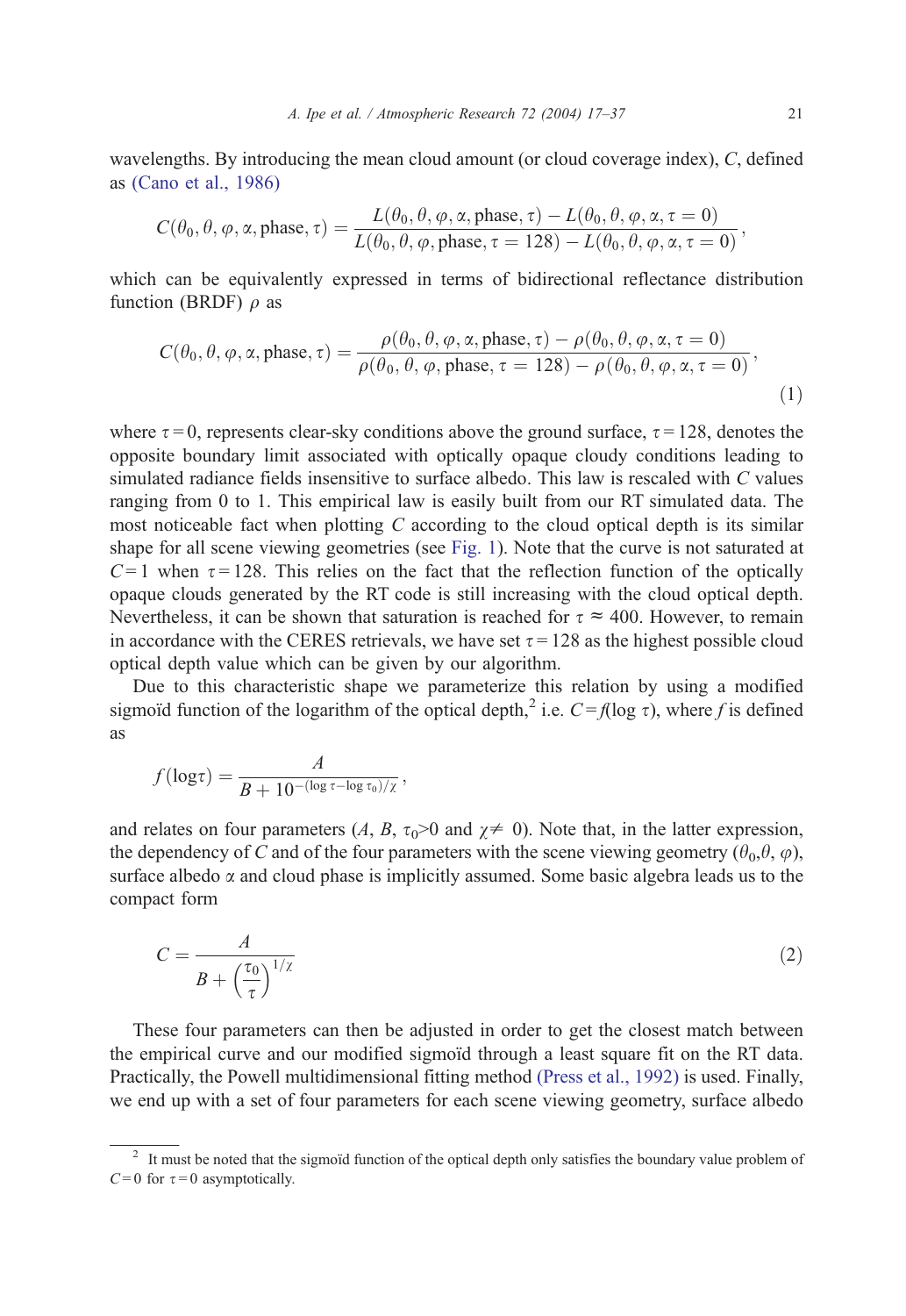wavelengths. By introducing the mean cloud amount (or cloud coverage index), $C$, defined as (Cano et al., 1986)

$$C(\theta_0, \theta, \varphi, \alpha, \text{phase}, \tau) = \frac{L(\theta_0, \theta, \varphi, \alpha, \text{phase}, \tau) - L(\theta_0, \theta, \varphi, \alpha, \tau = 0)}{L(\theta_0, \theta, \varphi, \text{phase}, \tau = 128) - L(\theta_0, \theta, \varphi, \alpha, \tau = 0)},$$

which can be equivalently expressed in terms of bidirectional reflectance distribution function (BRDF) $\rho$ as

$$C(\theta_0, \theta, \varphi, \alpha, \text{phase}, \tau) = \frac{\rho(\theta_0, \theta, \varphi, \alpha, \text{phase}, \tau) - \rho(\theta_0, \theta, \varphi, \alpha, \tau = 0)}{\rho(\theta_0, \theta, \varphi, \text{phase}, \tau = 128) - \rho(\theta_0, \theta, \varphi, \alpha, \tau = 0)}, \tag{1}$$

where $\tau = 0$, represents clear-sky conditions above the ground surface, $\tau = 128$, denotes the opposite boundary limit associated with optically opaque cloudy conditions leading to simulated radiance fields insensitive to surface albedo. This law is rescaled with $C$ values ranging from 0 to 1. This empirical law is easily built from our RT simulated data. The most noticeable fact when plotting $C$ according to the cloud optical depth is its similar shape for all scene viewing geometries (see Fig. 1). Note that the curve is not saturated at $C = 1$ when $\tau = 128$. This relies on the fact that the reflection function of the optically opaque clouds generated by the RT code is still increasing with the cloud optical depth. Nevertheless, it can be shown that saturation is reached for $\tau \approx 400$. However, to remain in accordance with the CERES retrievals, we have set $\tau = 128$ as the highest possible cloud optical depth value which can be given by our algorithm.

Due to this characteristic shape we parameterize this relation by using a modified sigmoïd function of the logarithm of the optical depth,[2] i.e. $C = f(\log \tau)$, where $f$ is defined as

$$f(\log\tau) = \frac{A}{B + 10^{-(\log \tau - \log \tau_0)/\chi}},$$

and relates on four parameters ($A$, $B$, $\tau_0 > 0$ and $\chi \neq 0$). Note that, in the latter expression, the dependency of $C$ and of the four parameters with the scene viewing geometry ($\theta_0, \theta, \varphi$), surface albedo $\alpha$ and cloud phase is implicitly assumed. Some basic algebra leads us to the compact form

$$C = \frac{A}{B + \left(\frac{\tau_0}{\tau}\right)^{1/\chi}} \tag{2}$$

These four parameters can then be adjusted in order to get the closest match between the empirical curve and our modified sigmoïd through a least square fit on the RT data. Practically, the Powell multidimensional fitting method (Press et al., 1992) is used. Finally, we end up with a set of four parameters for each scene viewing geometry, surface albedo

[2] It must be noted that the sigmoïd function of the optical depth only satisfies the boundary value problem of $C = 0$ for $\tau = 0$ asymptotically.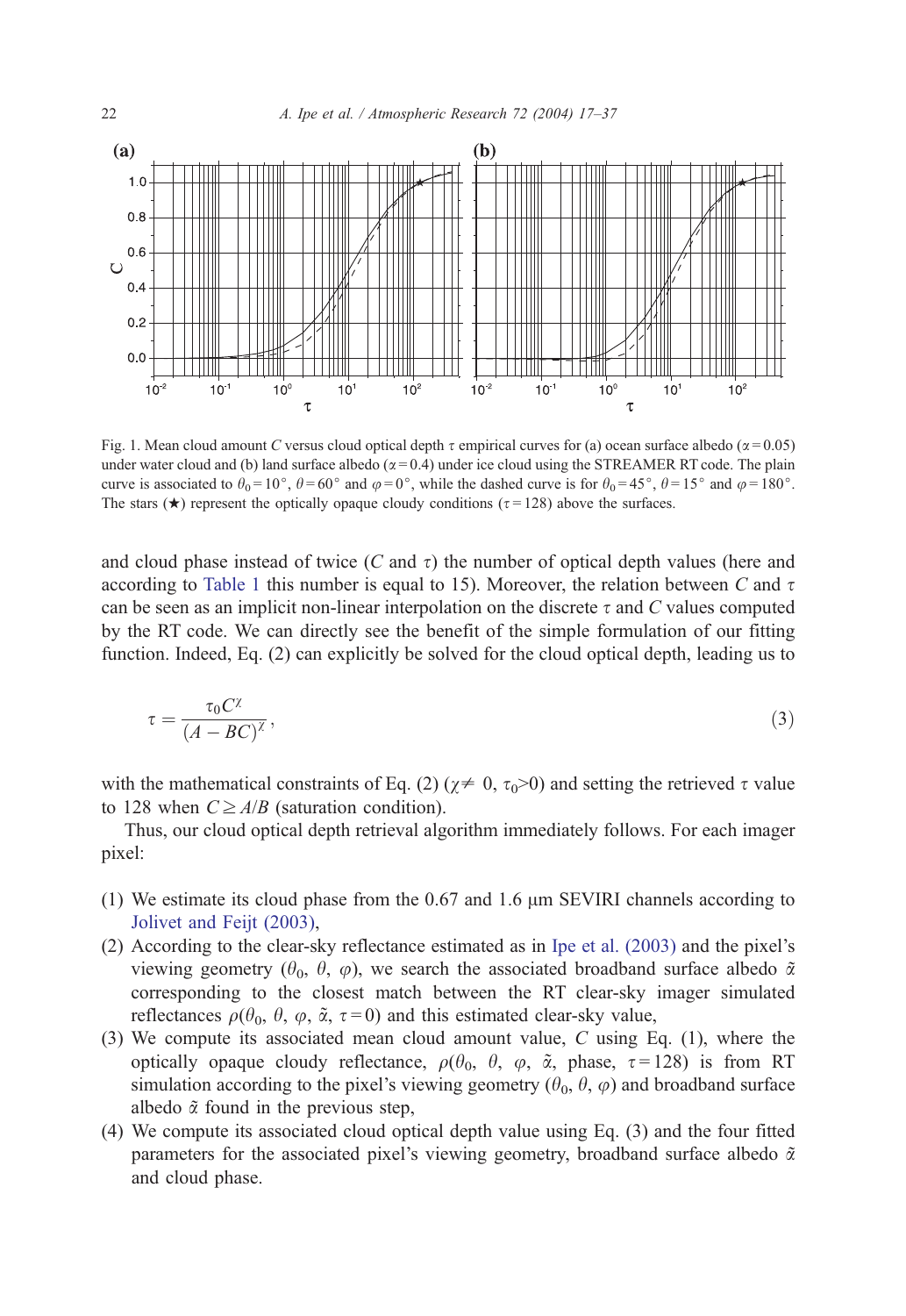Fig. 1. Mean cloud amount $C$ versus cloud optical depth $\tau$ empirical curves for (a) ocean surface albedo ($\alpha = 0.05$) under water cloud and (b) land surface albedo ($\alpha = 0.4$) under ice cloud using the STREAMER RT code. The plain curve is associated to $\theta_0 = 10°$, $\theta = 60°$ and $\varphi = 0°$, while the dashed curve is for $\theta_0 = 45°$, $\theta = 15°$ and $\varphi = 180°$. The stars (★) represent the optically opaque cloudy conditions ($\tau = 128$) above the surfaces.

and cloud phase instead of twice ($C$ and $\tau$) the number of optical depth values (here and according to Table 1 this number is equal to 15). Moreover, the relation between $C$ and $\tau$ can be seen as an implicit non-linear interpolation on the discrete $\tau$ and $C$ values computed by the RT code. We can directly see the benefit of the simple formulation of our fitting function. Indeed, Eq. (2) can explicitly be solved for the cloud optical depth, leading us to

$$\tau = \frac{\tau_0 C^{\chi}}{(A - BC)^{\chi}}, \tag{3}$$

with the mathematical constraints of Eq. (2) ($\chi \neq 0$, $\tau_0 > 0$) and setting the retrieved $\tau$ value to 128 when $C \geq A/B$ (saturation condition).

Thus, our cloud optical depth retrieval algorithm immediately follows. For each imager pixel:

1. We estimate its cloud phase from the 0.67 and 1.6 μm SEVIRI channels according to Jolivet and Feijt (2003),
2. According to the clear-sky reflectance estimated as in Ipe et al. (2003) and the pixel's viewing geometry ($\theta_0$, $\theta$, $\varphi$), we search the associated broadband surface albedo $\tilde{\alpha}$ corresponding to the closest match between the RT clear-sky imager simulated reflectances $\rho(\theta_0, \theta, \varphi, \tilde{\alpha}, \tau = 0)$ and this estimated clear-sky value,
3. We compute its associated mean cloud amount value, $C$ using Eq. (1), where the optically opaque cloudy reflectance, $\rho(\theta_0, \theta, \varphi, \tilde{\alpha}, \text{phase}, \tau = 128)$ is from RT simulation according to the pixel's viewing geometry ($\theta_0$, $\theta$, $\varphi$) and broadband surface albedo $\tilde{\alpha}$ found in the previous step,
4. We compute its associated cloud optical depth value using Eq. (3) and the four fitted parameters for the associated pixel's viewing geometry, broadband surface albedo $\tilde{\alpha}$ and cloud phase.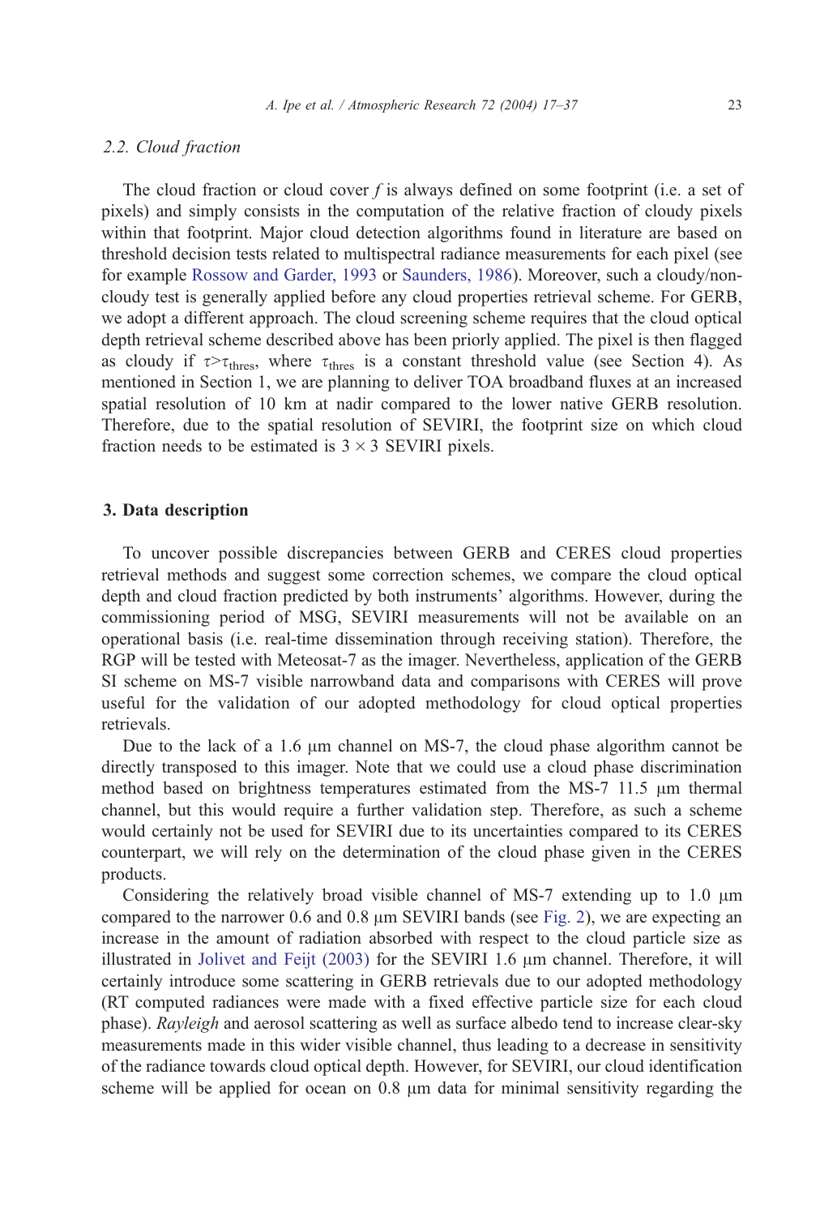### 2.2. Cloud fraction

The cloud fraction or cloud cover $f$ is always defined on some footprint (i.e. a set of pixels) and simply consists in the computation of the relative fraction of cloudy pixels within that footprint. Major cloud detection algorithms found in literature are based on threshold decision tests related to multispectral radiance measurements for each pixel (see for example Rossow and Garder, 1993 or Saunders, 1986). Moreover, such a cloudy/non-cloudy test is generally applied before any cloud properties retrieval scheme. For GERB, we adopt a different approach. The cloud screening scheme requires that the cloud optical depth retrieval scheme described above has been priorly applied. The pixel is then flagged as cloudy if $\tau > \tau_{\text{thres}}$, where $\tau_{\text{thres}}$ is a constant threshold value (see Section 4). As mentioned in Section 1, we are planning to deliver TOA broadband fluxes at an increased spatial resolution of 10 km at nadir compared to the lower native GERB resolution. Therefore, due to the spatial resolution of SEVIRI, the footprint size on which cloud fraction needs to be estimated is $3 \times 3$ SEVIRI pixels.

## 3. Data description

To uncover possible discrepancies between GERB and CERES cloud properties retrieval methods and suggest some correction schemes, we compare the cloud optical depth and cloud fraction predicted by both instruments' algorithms. However, during the commissioning period of MSG, SEVIRI measurements will not be available on an operational basis (i.e. real-time dissemination through receiving station). Therefore, the RGP will be tested with Meteosat-7 as the imager. Nevertheless, application of the GERB SI scheme on MS-7 visible narrowband data and comparisons with CERES will prove useful for the validation of our adopted methodology for cloud optical properties retrievals.

Due to the lack of a 1.6 μm channel on MS-7, the cloud phase algorithm cannot be directly transposed to this imager. Note that we could use a cloud phase discrimination method based on brightness temperatures estimated from the MS-7 11.5 μm thermal channel, but this would require a further validation step. Therefore, as such a scheme would certainly not be used for SEVIRI due to its uncertainties compared to its CERES counterpart, we will rely on the determination of the cloud phase given in the CERES products.

Considering the relatively broad visible channel of MS-7 extending up to 1.0 μm compared to the narrower 0.6 and 0.8 μm SEVIRI bands (see Fig. 2), we are expecting an increase in the amount of radiation absorbed with respect to the cloud particle size as illustrated in Jolivet and Feijt (2003) for the SEVIRI 1.6 μm channel. Therefore, it will certainly introduce some scattering in GERB retrievals due to our adopted methodology (RT computed radiances were made with a fixed effective particle size for each cloud phase). *Rayleigh* and aerosol scattering as well as surface albedo tend to increase clear-sky measurements made in this wider visible channel, thus leading to a decrease in sensitivity of the radiance towards cloud optical depth. However, for SEVIRI, our cloud identification scheme will be applied for ocean on 0.8 μm data for minimal sensitivity regarding the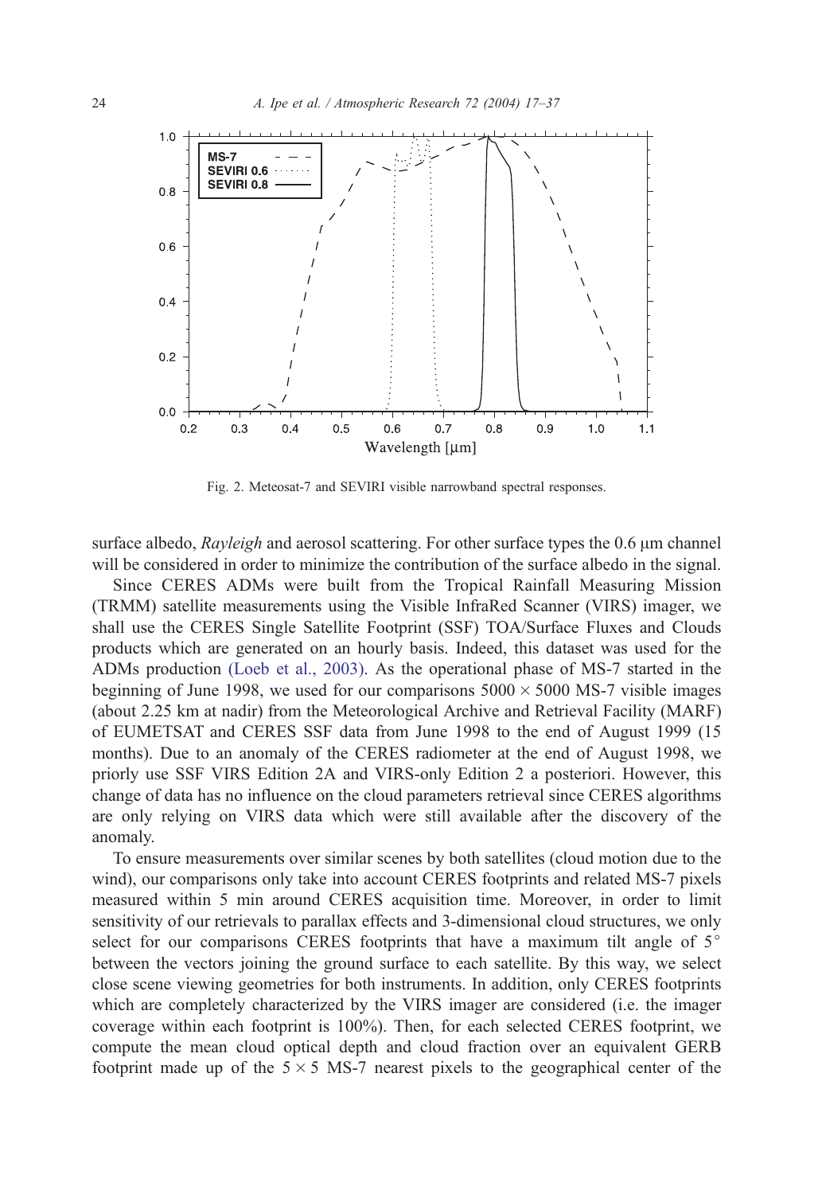Fig. 2. Meteosat-7 and SEVIRI visible narrowband spectral responses.

surface albedo, *Rayleigh* and aerosol scattering. For other surface types the 0.6 μm channel will be considered in order to minimize the contribution of the surface albedo in the signal.

Since CERES ADMs were built from the Tropical Rainfall Measuring Mission (TRMM) satellite measurements using the Visible InfraRed Scanner (VIRS) imager, we shall use the CERES Single Satellite Footprint (SSF) TOA/Surface Fluxes and Clouds products which are generated on an hourly basis. Indeed, this dataset was used for the ADMs production (Loeb et al., 2003). As the operational phase of MS-7 started in the beginning of June 1998, we used for our comparisons $5000 \times 5000$ MS-7 visible images (about 2.25 km at nadir) from the Meteorological Archive and Retrieval Facility (MARF) of EUMETSAT and CERES SSF data from June 1998 to the end of August 1999 (15 months). Due to an anomaly of the CERES radiometer at the end of August 1998, we priorly use SSF VIRS Edition 2A and VIRS-only Edition 2 a posteriori. However, this change of data has no influence on the cloud parameters retrieval since CERES algorithms are only relying on VIRS data which were still available after the discovery of the anomaly.

To ensure measurements over similar scenes by both satellites (cloud motion due to the wind), our comparisons only take into account CERES footprints and related MS-7 pixels measured within 5 min around CERES acquisition time. Moreover, in order to limit sensitivity of our retrievals to parallax effects and 3-dimensional cloud structures, we only select for our comparisons CERES footprints that have a maximum tilt angle of 5° between the vectors joining the ground surface to each satellite. By this way, we select close scene viewing geometries for both instruments. In addition, only CERES footprints which are completely characterized by the VIRS imager are considered (i.e. the imager coverage within each footprint is 100%). Then, for each selected CERES footprint, we compute the mean cloud optical depth and cloud fraction over an equivalent GERB footprint made up of the $5 \times 5$ MS-7 nearest pixels to the geographical center of the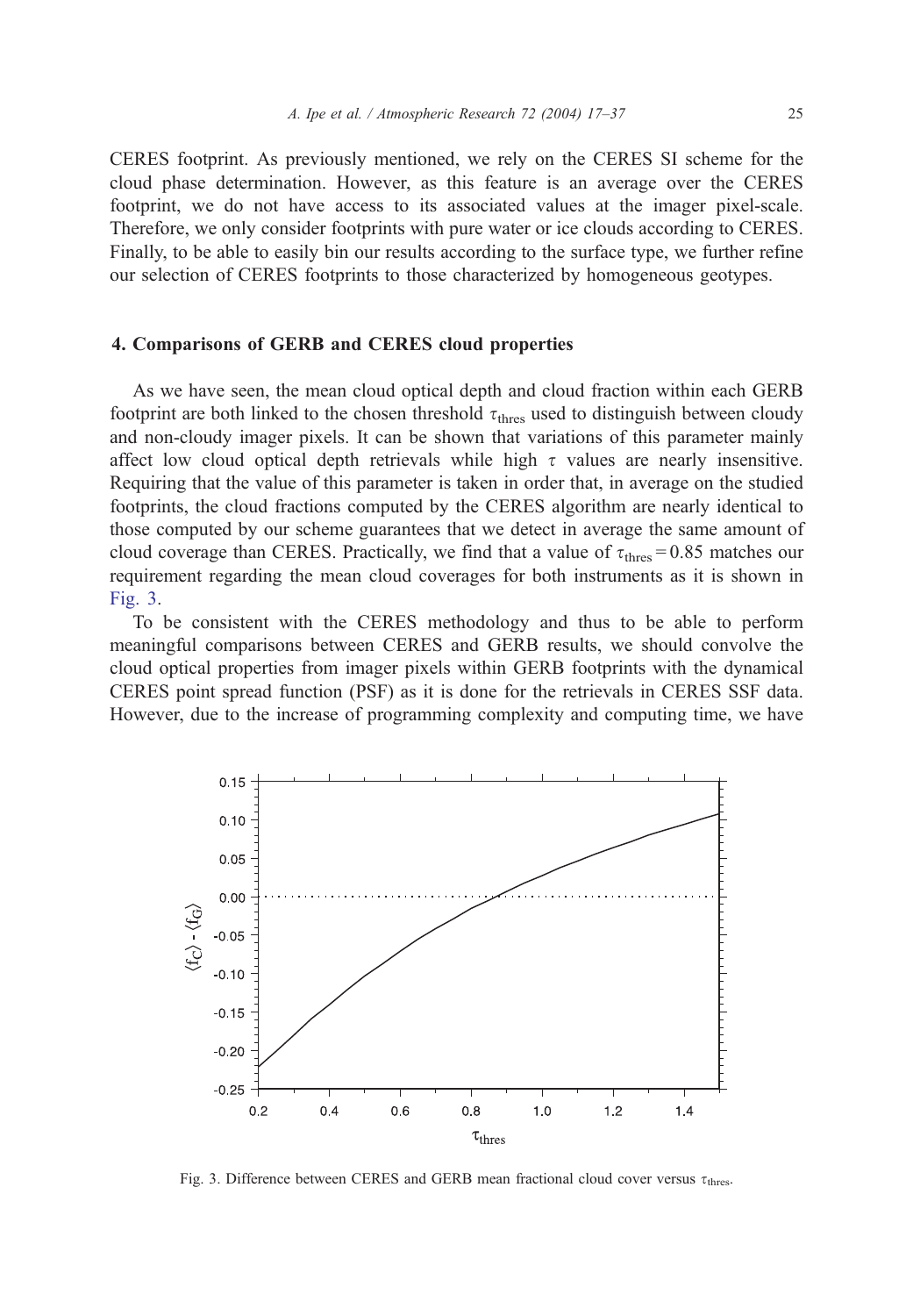CERES footprint. As previously mentioned, we rely on the CERES SI scheme for the cloud phase determination. However, as this feature is an average over the CERES footprint, we do not have access to its associated values at the imager pixel-scale. Therefore, we only consider footprints with pure water or ice clouds according to CERES. Finally, to be able to easily bin our results according to the surface type, we further refine our selection of CERES footprints to those characterized by homogeneous geotypes.

## 4. Comparisons of GERB and CERES cloud properties

As we have seen, the mean cloud optical depth and cloud fraction within each GERB footprint are both linked to the chosen threshold $\tau_{\text{thres}}$ used to distinguish between cloudy and non-cloudy imager pixels. It can be shown that variations of this parameter mainly affect low cloud optical depth retrievals while high $\tau$ values are nearly insensitive. Requiring that the value of this parameter is taken in order that, in average on the studied footprints, the cloud fractions computed by the CERES algorithm are nearly identical to those computed by our scheme guarantees that we detect in average the same amount of cloud coverage than CERES. Practically, we find that a value of $\tau_{\text{thres}} = 0.85$ matches our requirement regarding the mean cloud coverages for both instruments as it is shown in Fig. 3.

To be consistent with the CERES methodology and thus to be able to perform meaningful comparisons between CERES and GERB results, we should convolve the cloud optical properties from imager pixels within GERB footprints with the dynamical CERES point spread function (PSF) as it is done for the retrievals in CERES SSF data. However, due to the increase of programming complexity and computing time, we have

Fig. 3. Difference between CERES and GERB mean fractional cloud cover versus $\tau_{\text{thres}}$.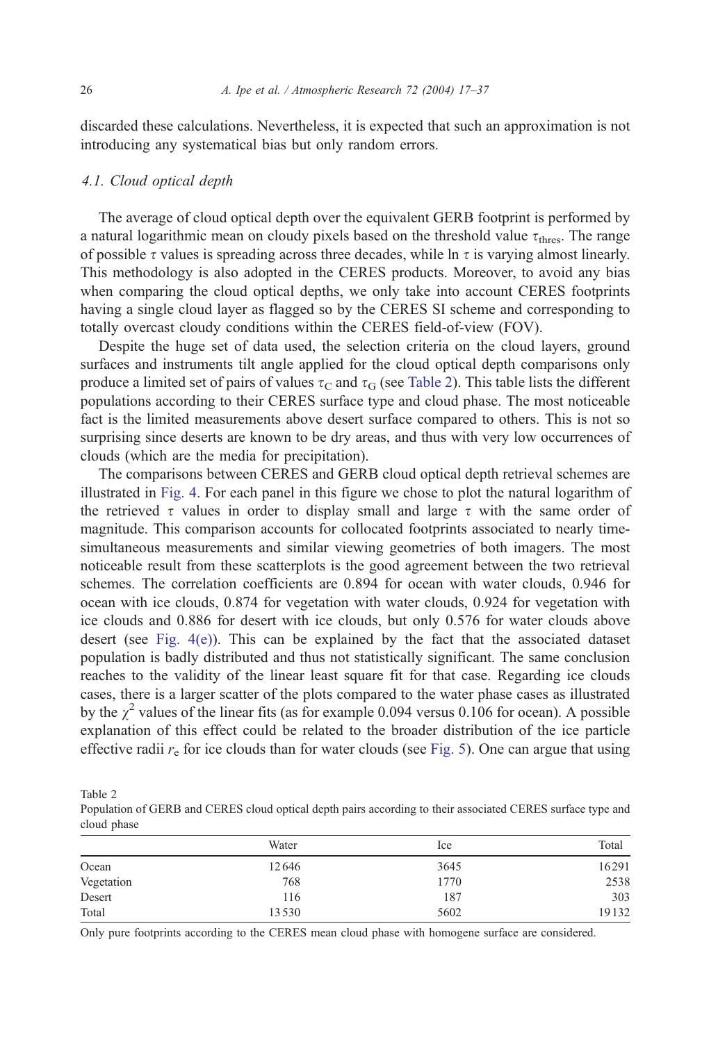discarded these calculations. Nevertheless, it is expected that such an approximation is not introducing any systematical bias but only random errors.

### 4.1. Cloud optical depth

The average of cloud optical depth over the equivalent GERB footprint is performed by a natural logarithmic mean on cloudy pixels based on the threshold value $\tau_{\mathrm{thres}}$. The range of possible $\tau$ values is spreading across three decades, while $\ln \tau$ is varying almost linearly. This methodology is also adopted in the CERES products. Moreover, to avoid any bias when comparing the cloud optical depths, we only take into account CERES footprints having a single cloud layer as flagged so by the CERES SI scheme and corresponding to totally overcast cloudy conditions within the CERES field-of-view (FOV).

Despite the huge set of data used, the selection criteria on the cloud layers, ground surfaces and instruments tilt angle applied for the cloud optical depth comparisons only produce a limited set of pairs of values $\tau_{\mathrm{C}}$ and $\tau_{\mathrm{G}}$ (see Table 2). This table lists the different populations according to their CERES surface type and cloud phase. The most noticeable fact is the limited measurements above desert surface compared to others. This is not so surprising since deserts are known to be dry areas, and thus with very low occurrences of clouds (which are the media for precipitation).

The comparisons between CERES and GERB cloud optical depth retrieval schemes are illustrated in Fig. 4. For each panel in this figure we chose to plot the natural logarithm of the retrieved $\tau$ values in order to display small and large $\tau$ with the same order of magnitude. This comparison accounts for collocated footprints associated to nearly time-simultaneous measurements and similar viewing geometries of both imagers. The most noticeable result from these scatterplots is the good agreement between the two retrieval schemes. The correlation coefficients are 0.894 for ocean with water clouds, 0.946 for ocean with ice clouds, 0.874 for vegetation with water clouds, 0.924 for vegetation with ice clouds and 0.886 for desert with ice clouds, but only 0.576 for water clouds above desert (see Fig. 4(e)). This can be explained by the fact that the associated dataset population is badly distributed and thus not statistically significant. The same conclusion reaches to the validity of the linear least square fit for that case. Regarding ice clouds cases, there is a larger scatter of the plots compared to the water phase cases as illustrated by the $\chi^2$ values of the linear fits (as for example 0.094 versus 0.106 for ocean). A possible explanation of this effect could be related to the broader distribution of the ice particle effective radii $r_{\mathrm{e}}$ for ice clouds than for water clouds (see Fig. 5). One can argue that using

Table 2
Population of GERB and CERES cloud optical depth pairs according to their associated CERES surface type and cloud phase

| | Water | Ice | Total |
|---|---|---|---|
| Ocean | 12646 | 3645 | 16291 |
| Vegetation | 768 | 1770 | 2538 |
| Desert | 116 | 187 | 303 |
| Total | 13530 | 5602 | 19132 |

Only pure footprints according to the CERES mean cloud phase with homogene surface are considered.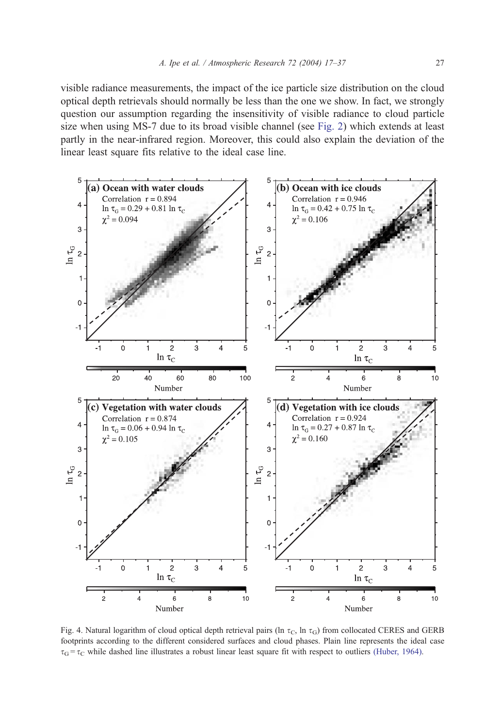visible radiance measurements, the impact of the ice particle size distribution on the cloud optical depth retrievals should normally be less than the one we show. In fact, we strongly question our assumption regarding the insensitivity of visible radiance to cloud particle size when using MS-7 due to its broad visible channel (see Fig. 2) which extends at least partly in the near-infrared region. Moreover, this could also explain the deviation of the linear least square fits relative to the ideal case line.

Fig. 4. Natural logarithm of cloud optical depth retrieval pairs ($\ln \tau_C$, $\ln \tau_G$) from collocated CERES and GERB footprints according to the different considered surfaces and cloud phases. Plain line represents the ideal case $\tau_G = \tau_C$ while dashed line illustrates a robust linear least square fit with respect to outliers (Huber, 1964).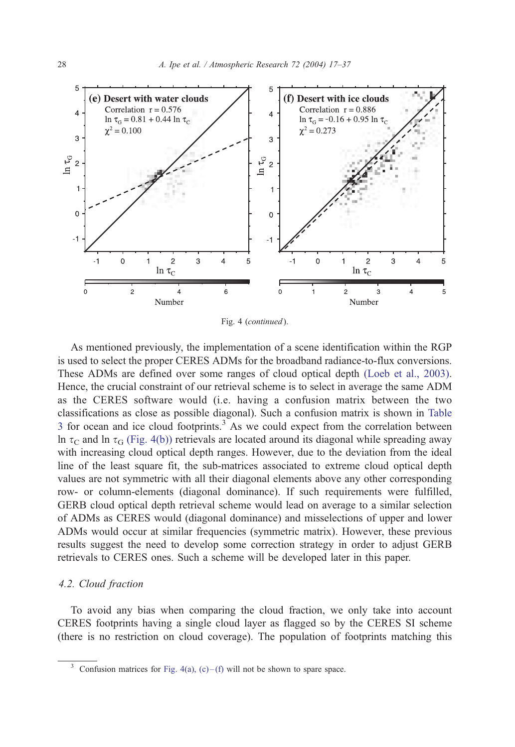Fig. 4 (*continued*).

As mentioned previously, the implementation of a scene identification within the RGP is used to select the proper CERES ADMs for the broadband radiance-to-flux conversions. These ADMs are defined over some ranges of cloud optical depth (Loeb et al., 2003). Hence, the crucial constraint of our retrieval scheme is to select in average the same ADM as the CERES software would (i.e. having a confusion matrix between the two classifications as close as possible diagonal). Such a confusion matrix is shown in Table 3 for ocean and ice cloud footprints.[3] As we could expect from the correlation between $\ln \tau_C$ and $\ln \tau_G$ (Fig. 4(b)) retrievals are located around its diagonal while spreading away with increasing cloud optical depth ranges. However, due to the deviation from the ideal line of the least square fit, the sub-matrices associated to extreme cloud optical depth values are not symmetric with all their diagonal elements above any other corresponding row- or column-elements (diagonal dominance). If such requirements were fulfilled, GERB cloud optical depth retrieval scheme would lead on average to a similar selection of ADMs as CERES would (diagonal dominance) and misselections of upper and lower ADMs would occur at similar frequencies (symmetric matrix). However, these previous results suggest the need to develop some correction strategy in order to adjust GERB retrievals to CERES ones. Such a scheme will be developed later in this paper.

### 4.2. Cloud fraction

To avoid any bias when comparing the cloud fraction, we only take into account CERES footprints having a single cloud layer as flagged so by the CERES SI scheme (there is no restriction on cloud coverage). The population of footprints matching this

[3] Confusion matrices for Fig. 4(a), (c)–(f) will not be shown to spare space.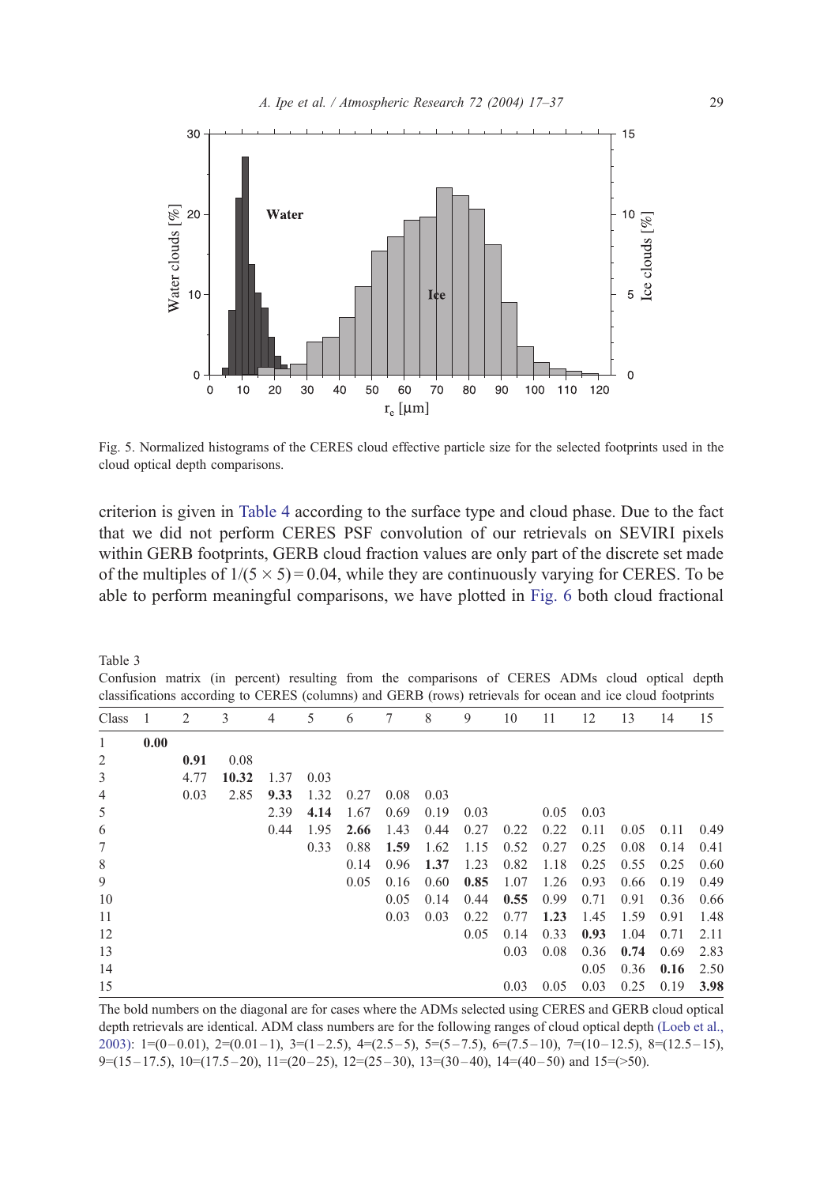Fig. 5. Normalized histograms of the CERES cloud effective particle size for the selected footprints used in the cloud optical depth comparisons.

criterion is given in Table 4 according to the surface type and cloud phase. Due to the fact that we did not perform CERES PSF convolution of our retrievals on SEVIRI pixels within GERB footprints, GERB cloud fraction values are only part of the discrete set made of the multiples of $1/(5 \times 5) = 0.04$, while they are continuously varying for CERES. To be able to perform meaningful comparisons, we have plotted in Fig. 6 both cloud fractional

Table 3
Confusion matrix (in percent) resulting from the comparisons of CERES ADMs cloud optical depth classifications according to CERES (columns) and GERB (rows) retrievals for ocean and ice cloud footprints

| Class | 1 | 2 | 3 | 4 | 5 | 6 | 7 | 8 | 9 | 10 | 11 | 12 | 13 | 14 | 15 |
|---|---|---|---|---|---|---|---|---|---|---|---|---|---|---|---|
| 1 | **0.00** | | | | | | | | | | | | | | |
| 2 | | **0.91** | 0.08 | | | | | | | | | | | | |
| 3 | | 4.77 | **10.32** | 1.37 | 0.03 | | | | | | | | | | |
| 4 | | 0.03 | 2.85 | **9.33** | 1.32 | 0.27 | 0.08 | 0.03 | | | | | | | |
| 5 | | | | 2.39 | **4.14** | 1.67 | 0.69 | 0.19 | 0.03 | | 0.05 | 0.03 | | | |
| 6 | | | | 0.44 | 1.95 | **2.66** | 1.43 | 0.44 | 0.27 | 0.22 | 0.22 | 0.11 | 0.05 | 0.11 | 0.49 |
| 7 | | | | | 0.33 | 0.88 | **1.59** | 1.62 | 1.15 | 0.52 | 0.27 | 0.25 | 0.08 | 0.14 | 0.41 |
| 8 | | | | | | 0.14 | 0.96 | **1.37** | 1.23 | 0.82 | 1.18 | 0.25 | 0.55 | 0.25 | 0.60 |
| 9 | | | | | | 0.05 | 0.16 | 0.60 | **0.85** | 1.07 | 1.26 | 0.93 | 0.66 | 0.19 | 0.49 |
| 10 | | | | | | | 0.05 | 0.14 | 0.44 | **0.55** | 0.99 | 0.71 | 0.91 | 0.36 | 0.66 |
| 11 | | | | | | | 0.03 | 0.03 | 0.22 | 0.77 | **1.23** | 1.45 | 1.59 | 0.91 | 1.48 |
| 12 | | | | | | | | | 0.05 | 0.14 | 0.33 | **0.93** | 1.04 | 0.71 | 2.11 |
| 13 | | | | | | | | | | 0.03 | 0.08 | 0.36 | **0.74** | 0.69 | 2.83 |
| 14 | | | | | | | | | | | | 0.05 | 0.36 | **0.16** | 2.50 |
| 15 | | | | | | | | | | 0.03 | 0.05 | 0.03 | 0.25 | 0.19 | **3.98** |

The bold numbers on the diagonal are for cases where the ADMs selected using CERES and GERB cloud optical depth retrievals are identical. ADM class numbers are for the following ranges of cloud optical depth (Loeb et al., 2003): 1=(0–0.01), 2=(0.01–1), 3=(1–2.5), 4=(2.5–5), 5=(5–7.5), 6=(7.5–10), 7=(10–12.5), 8=(12.5–15), 9=(15–17.5), 10=(17.5–20), 11=(20–25), 12=(25–30), 13=(30–40), 14=(40–50) and 15=(>50).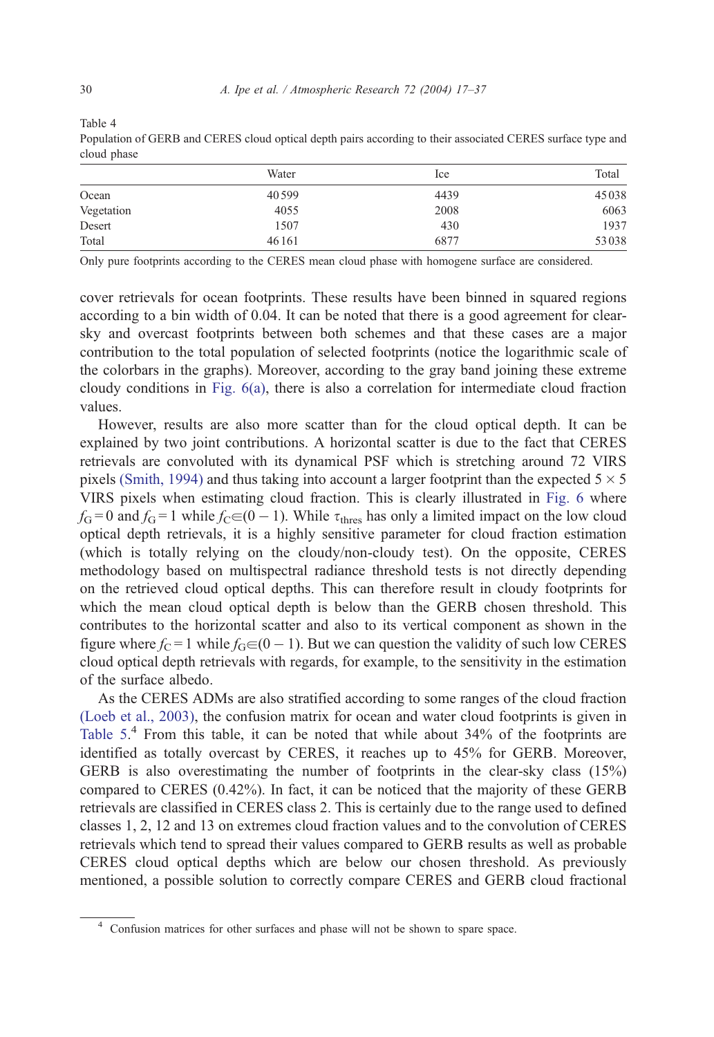Table 4
Population of GERB and CERES cloud optical depth pairs according to their associated CERES surface type and cloud phase

| | Water | Ice | Total |
|---|---|---|---|
| Ocean | 40 599 | 4439 | 45 038 |
| Vegetation | 4055 | 2008 | 6063 |
| Desert | 1507 | 430 | 1937 |
| Total | 46 161 | 6877 | 53 038 |

Only pure footprints according to the CERES mean cloud phase with homogene surface are considered.

cover retrievals for ocean footprints. These results have been binned in squared regions according to a bin width of 0.04. It can be noted that there is a good agreement for clear-sky and overcast footprints between both schemes and that these cases are a major contribution to the total population of selected footprints (notice the logarithmic scale of the colorbars in the graphs). Moreover, according to the gray band joining these extreme cloudy conditions in Fig. 6(a), there is also a correlation for intermediate cloud fraction values.

However, results are also more scatter than for the cloud optical depth. It can be explained by two joint contributions. A horizontal scatter is due to the fact that CERES retrievals are convoluted with its dynamical PSF which is stretching around 72 VIRS pixels (Smith, 1994) and thus taking into account a larger footprint than the expected $5 \times 5$ VIRS pixels when estimating cloud fraction. This is clearly illustrated in Fig. 6 where $f_G = 0$ and $f_G = 1$ while $f_C \in (0-1)$. While $\tau_{thres}$ has only a limited impact on the low cloud optical depth retrievals, it is a highly sensitive parameter for cloud fraction estimation (which is totally relying on the cloudy/non-cloudy test). On the opposite, CERES methodology based on multispectral radiance threshold tests is not directly depending on the retrieved cloud optical depths. This can therefore result in cloudy footprints for which the mean cloud optical depth is below than the GERB chosen threshold. This contributes to the horizontal scatter and also to its vertical component as shown in the figure where $f_C = 1$ while $f_G \in (0-1)$. But we can question the validity of such low CERES cloud optical depth retrievals with regards, for example, to the sensitivity in the estimation of the surface albedo.

As the CERES ADMs are also stratified according to some ranges of the cloud fraction (Loeb et al., 2003), the confusion matrix for ocean and water cloud footprints is given in Table 5.[4] From this table, it can be noted that while about 34% of the footprints are identified as totally overcast by CERES, it reaches up to 45% for GERB. Moreover, GERB is also overestimating the number of footprints in the clear-sky class (15%) compared to CERES (0.42%). In fact, it can be noticed that the majority of these GERB retrievals are classified in CERES class 2. This is certainly due to the range used to defined classes 1, 2, 12 and 13 on extremes cloud fraction values and to the convolution of CERES retrievals which tend to spread their values compared to GERB results as well as probable CERES cloud optical depths which are below our chosen threshold. As previously mentioned, a possible solution to correctly compare CERES and GERB cloud fractional

[4] Confusion matrices for other surfaces and phase will not be shown to spare space.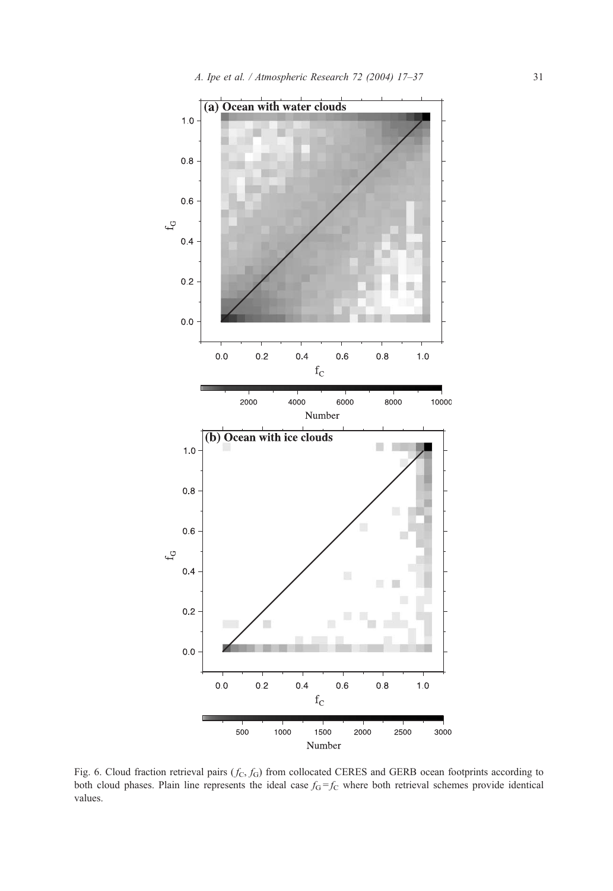Fig. 6. Cloud fraction retrieval pairs ($f_C$, $f_G$) from collocated CERES and GERB ocean footprints according to both cloud phases. Plain line represents the ideal case $f_G = f_C$ where both retrieval schemes provide identical values.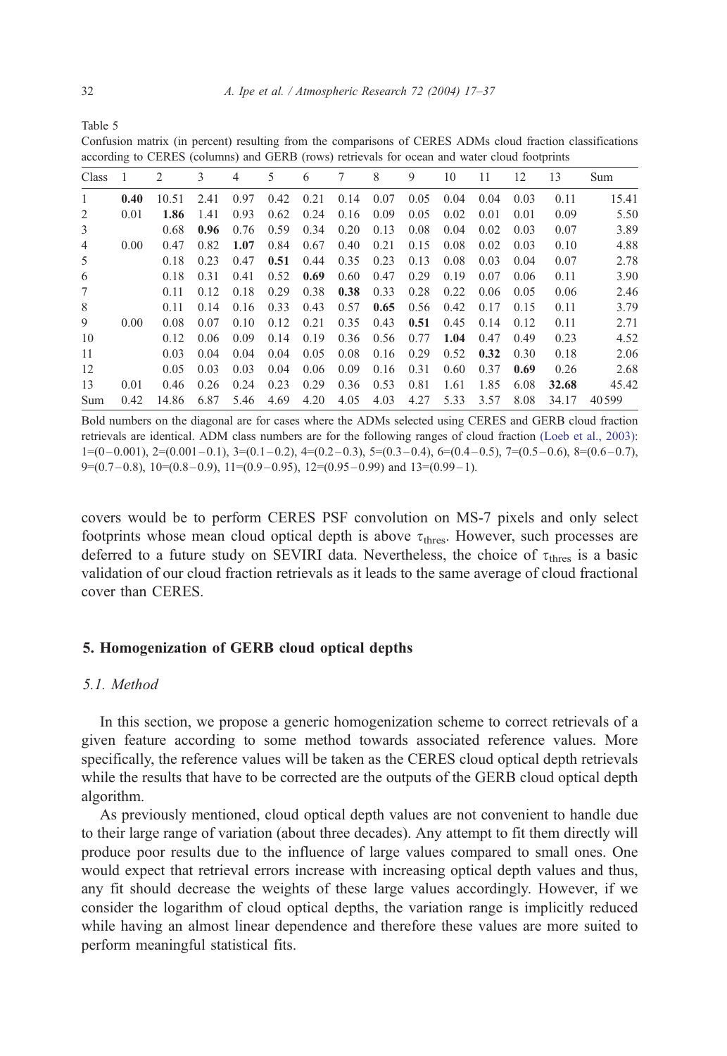Table 5

Confusion matrix (in percent) resulting from the comparisons of CERES ADMs cloud fraction classifications according to CERES (columns) and GERB (rows) retrievals for ocean and water cloud footprints

| Class | 1 | 2 | 3 | 4 | 5 | 6 | 7 | 8 | 9 | 10 | 11 | 12 | 13 | Sum |
|---|---|---|---|---|---|---|---|---|---|---|---|---|---|---|
| 1 | **0.40** | 10.51 | 2.41 | 0.97 | 0.42 | 0.21 | 0.14 | 0.07 | 0.05 | 0.04 | 0.04 | 0.03 | 0.11 | 15.41 |
| 2 | 0.01 | **1.86** | 1.41 | 0.93 | 0.62 | 0.24 | 0.16 | 0.09 | 0.05 | 0.02 | 0.01 | 0.01 | 0.09 | 5.50 |
| 3 | | 0.68 | **0.96** | 0.76 | 0.59 | 0.34 | 0.20 | 0.13 | 0.08 | 0.04 | 0.02 | 0.03 | 0.07 | 3.89 |
| 4 | 0.00 | 0.47 | 0.82 | **1.07** | 0.84 | 0.67 | 0.40 | 0.21 | 0.15 | 0.08 | 0.02 | 0.03 | 0.10 | 4.88 |
| 5 | | 0.18 | 0.23 | 0.47 | **0.51** | 0.44 | 0.35 | 0.23 | 0.13 | 0.08 | 0.03 | 0.04 | 0.07 | 2.78 |
| 6 | | 0.18 | 0.31 | 0.41 | 0.52 | **0.69** | 0.60 | 0.47 | 0.29 | 0.19 | 0.07 | 0.06 | 0.11 | 3.90 |
| 7 | | 0.11 | 0.12 | 0.18 | 0.29 | 0.38 | **0.38** | 0.33 | 0.28 | 0.22 | 0.06 | 0.05 | 0.06 | 2.46 |
| 8 | | 0.11 | 0.14 | 0.16 | 0.33 | 0.43 | 0.57 | **0.65** | 0.56 | 0.42 | 0.17 | 0.15 | 0.11 | 3.79 |
| 9 | 0.00 | 0.08 | 0.07 | 0.10 | 0.12 | 0.21 | 0.35 | 0.43 | **0.51** | 0.45 | 0.14 | 0.12 | 0.11 | 2.71 |
| 10 | | 0.12 | 0.06 | 0.09 | 0.14 | 0.19 | 0.36 | 0.56 | 0.77 | **1.04** | 0.47 | 0.49 | 0.23 | 4.52 |
| 11 | | 0.03 | 0.04 | 0.04 | 0.04 | 0.05 | 0.08 | 0.16 | 0.29 | 0.52 | **0.32** | 0.30 | 0.18 | 2.06 |
| 12 | | 0.05 | 0.03 | 0.03 | 0.04 | 0.06 | 0.09 | 0.16 | 0.31 | 0.60 | 0.37 | **0.69** | 0.26 | 2.68 |
| 13 | 0.01 | 0.46 | 0.26 | 0.24 | 0.23 | 0.29 | 0.36 | 0.53 | 0.81 | 1.61 | 1.85 | 6.08 | **32.68** | 45.42 |
| Sum | 0.42 | 14.86 | 6.87 | 5.46 | 4.69 | 4.20 | 4.05 | 4.03 | 4.27 | 5.33 | 3.57 | 8.08 | 34.17 | 40599 |

Bold numbers on the diagonal are for cases where the ADMs selected using CERES and GERB cloud fraction retrievals are identical. ADM class numbers are for the following ranges of cloud fraction (Loeb et al., 2003): 1=(0–0.001), 2=(0.001–0.1), 3=(0.1–0.2), 4=(0.2–0.3), 5=(0.3–0.4), 6=(0.4–0.5), 7=(0.5–0.6), 8=(0.6–0.7), 9=(0.7–0.8), 10=(0.8–0.9), 11=(0.9–0.95), 12=(0.95–0.99) and 13=(0.99–1).

covers would be to perform CERES PSF convolution on MS-7 pixels and only select footprints whose mean cloud optical depth is above $\tau_{\mathrm{thres}}$. However, such processes are deferred to a future study on SEVIRI data. Nevertheless, the choice of $\tau_{\mathrm{thres}}$ is a basic validation of our cloud fraction retrievals as it leads to the same average of cloud fractional cover than CERES.

## 5. Homogenization of GERB cloud optical depths

### 5.1. Method

In this section, we propose a generic homogenization scheme to correct retrievals of a given feature according to some method towards associated reference values. More specifically, the reference values will be taken as the CERES cloud optical depth retrievals while the results that have to be corrected are the outputs of the GERB cloud optical depth algorithm.

As previously mentioned, cloud optical depth values are not convenient to handle due to their large range of variation (about three decades). Any attempt to fit them directly will produce poor results due to the influence of large values compared to small ones. One would expect that retrieval errors increase with increasing optical depth values and thus, any fit should decrease the weights of these large values accordingly. However, if we consider the logarithm of cloud optical depths, the variation range is implicitly reduced while having an almost linear dependence and therefore these values are more suited to perform meaningful statistical fits.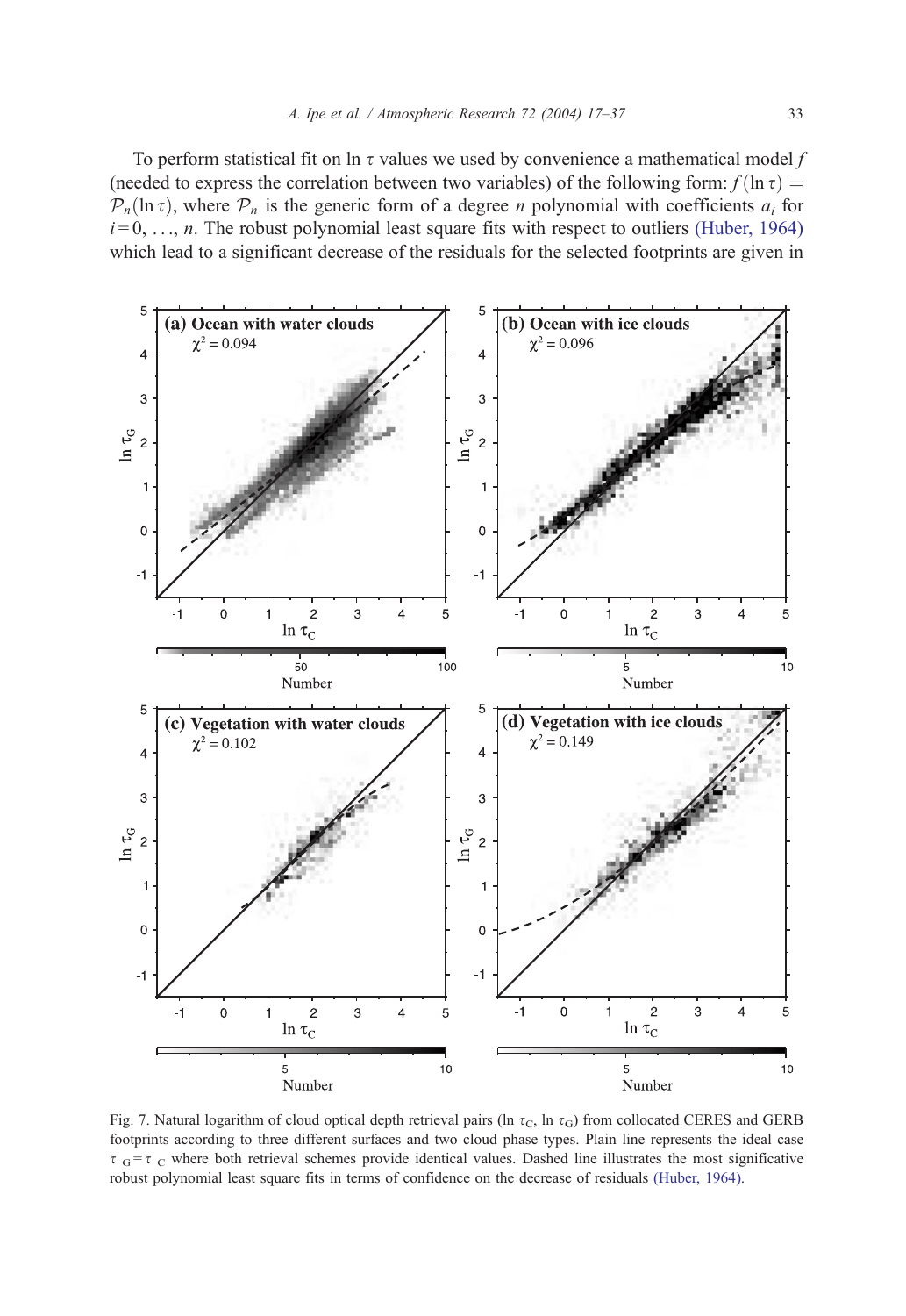To perform statistical fit on ln $\tau$ values we used by convenience a mathematical model $f$ (needed to express the correlation between two variables) of the following form: $f(\ln \tau) = \mathcal{P}_n(\ln \tau)$, where $\mathcal{P}_n$ is the generic form of a degree $n$ polynomial with coefficients $a_i$ for $i = 0, \ldots, n$. The robust polynomial least square fits with respect to outliers (Huber, 1964) which lead to a significant decrease of the residuals for the selected footprints are given in

Fig. 7. Natural logarithm of cloud optical depth retrieval pairs ($\ln \tau_C$, $\ln \tau_G$) from collocated CERES and GERB footprints according to three different surfaces and two cloud phase types. Plain line represents the ideal case $\tau_G = \tau_C$ where both retrieval schemes provide identical values. Dashed line illustrates the most significative robust polynomial least square fits in terms of confidence on the decrease of residuals (Huber, 1964).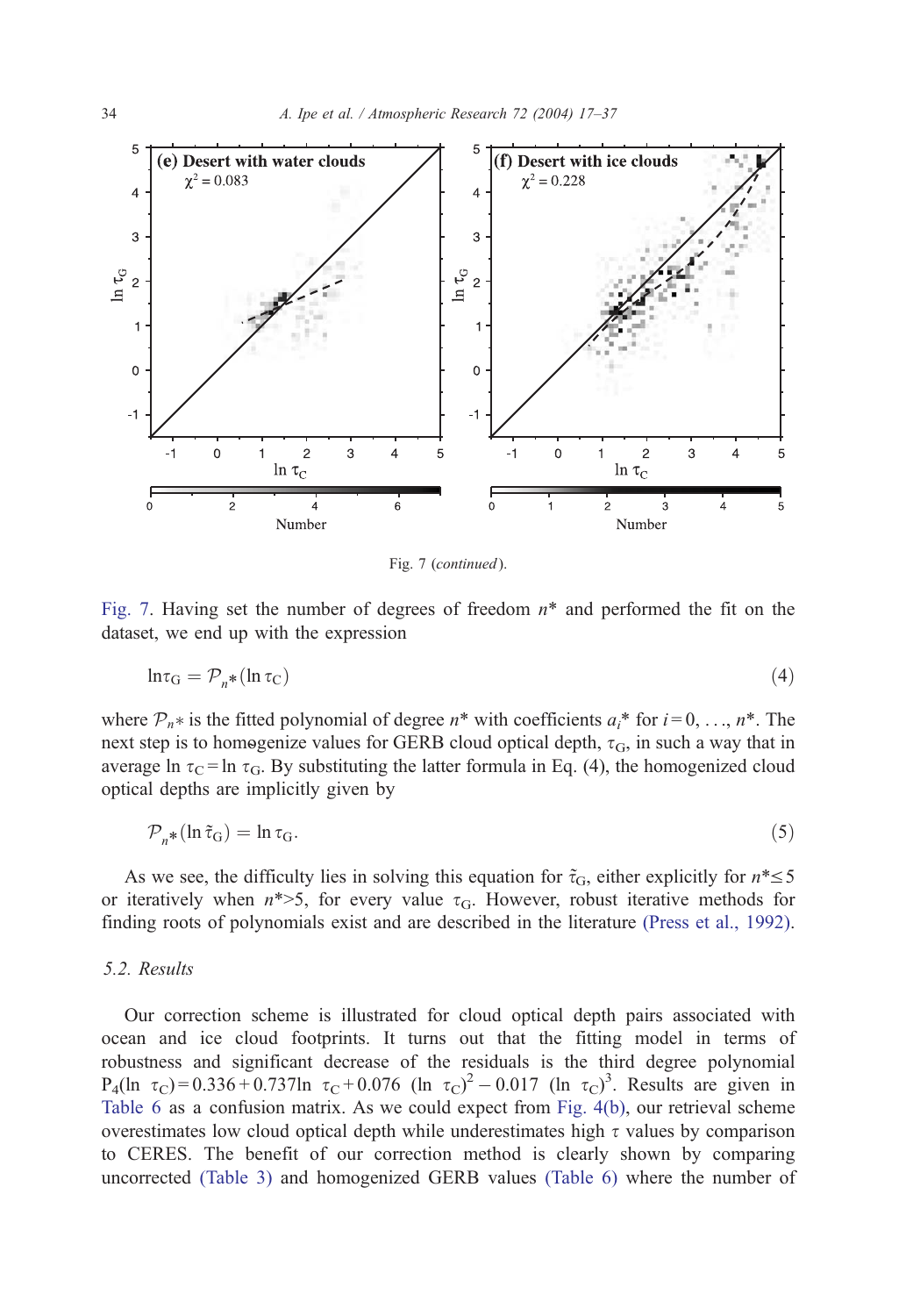Fig. 7 (*continued*).

Fig. 7. Having set the number of degrees of freedom $n^*$ and performed the fit on the dataset, we end up with the expression

$$\ln\tau_G = \mathcal{P}_{n^*}(\ln\tau_C) \tag{4}$$

where $\mathcal{P}_{n^*}$ is the fitted polynomial of degree $n^*$ with coefficients $a_i^*$ for $i = 0, \ldots, n^*$. The next step is to homogenize values for GERB cloud optical depth, $\tau_G$, in such a way that in average $\ln\tau_C = \ln\tau_G$. By substituting the latter formula in Eq. (4), the homogenized cloud optical depths are implicitly given by

$$\mathcal{P}_{n^*}(\ln\tilde{\tau}_G) = \ln\tau_G. \tag{5}$$

As we see, the difficulty lies in solving this equation for $\tilde{\tau}_G$, either explicitly for $n^* \leq 5$ or iteratively when $n^* > 5$, for every value $\tau_G$. However, robust iterative methods for finding roots of polynomials exist and are described in the literature (Press et al., 1992).

### 5.2. Results

Our correction scheme is illustrated for cloud optical depth pairs associated with ocean and ice cloud footprints. It turns out that the fitting model in terms of robustness and significant decrease of the residuals is the third degree polynomial $P_4(\ln\tau_C) = 0.336 + 0.737\ln\tau_C + 0.076(\ln\tau_C)^2 - 0.017(\ln\tau_C)^3$. Results are given in Table 6 as a confusion matrix. As we could expect from Fig. 4(b), our retrieval scheme overestimates low cloud optical depth while underestimates high $\tau$ values by comparison to CERES. The benefit of our correction method is clearly shown by comparing uncorrected (Table 3) and homogenized GERB values (Table 6) where the number of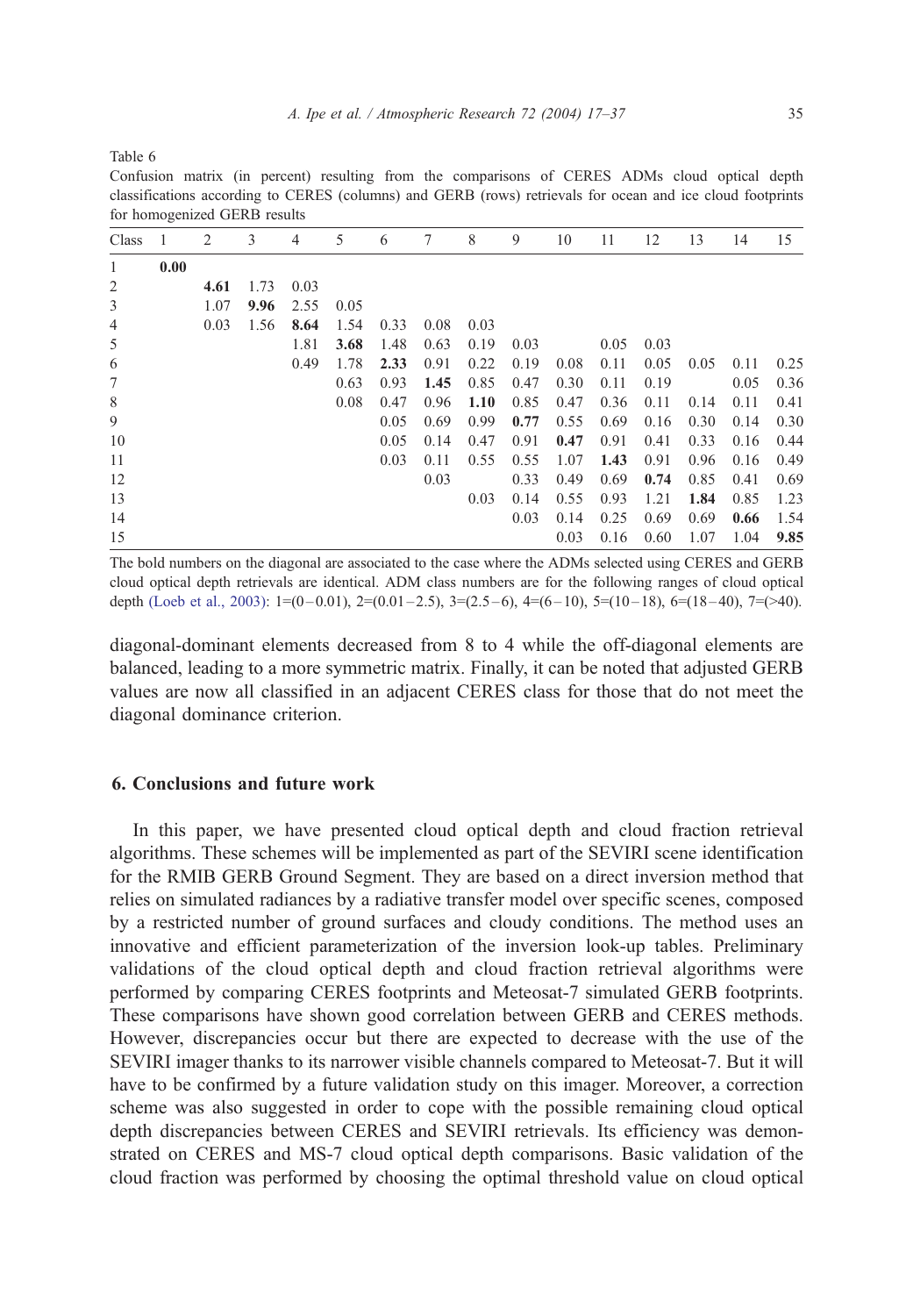Table 6

Confusion matrix (in percent) resulting from the comparisons of CERES ADMs cloud optical depth classifications according to CERES (columns) and GERB (rows) retrievals for ocean and ice cloud footprints for homogenized GERB results

| Class | 1 | 2 | 3 | 4 | 5 | 6 | 7 | 8 | 9 | 10 | 11 | 12 | 13 | 14 | 15 |
|---|---|---|---|---|---|---|---|---|---|---|---|---|---|---|---|
| 1 | **0.00** | | | | | | | | | | | | | | |
| 2 | | **4.61** | 1.73 | 0.03 | | | | | | | | | | | |
| 3 | | 1.07 | **9.96** | 2.55 | 0.05 | | | | | | | | | | |
| 4 | | 0.03 | 1.56 | **8.64** | 1.54 | 0.33 | 0.08 | 0.03 | | | | | | | |
| 5 | | | | 1.81 | **3.68** | 1.48 | 0.63 | 0.19 | 0.03 | | 0.05 | 0.03 | | | |
| 6 | | | | 0.49 | 1.78 | **2.33** | 0.91 | 0.22 | 0.19 | 0.08 | 0.11 | 0.05 | 0.05 | 0.11 | 0.25 |
| 7 | | | | | 0.63 | 0.93 | **1.45** | 0.85 | 0.47 | 0.30 | 0.11 | 0.19 | | 0.05 | 0.36 |
| 8 | | | | | 0.08 | 0.47 | 0.96 | **1.10** | 0.85 | 0.47 | 0.36 | 0.11 | 0.14 | 0.11 | 0.41 |
| 9 | | | | | | 0.05 | 0.69 | 0.99 | **0.77** | 0.55 | 0.69 | 0.16 | 0.30 | 0.14 | 0.30 |
| 10 | | | | | | 0.05 | 0.14 | 0.47 | 0.91 | **0.47** | 0.91 | 0.41 | 0.33 | 0.16 | 0.44 |
| 11 | | | | | | 0.03 | 0.11 | 0.55 | 0.55 | 1.07 | **1.43** | 0.91 | 0.96 | 0.16 | 0.49 |
| 12 | | | | | | | 0.03 | | 0.33 | 0.49 | 0.69 | **0.74** | 0.85 | 0.41 | 0.69 |
| 13 | | | | | | | | 0.03 | 0.14 | 0.55 | 0.93 | 1.21 | **1.84** | 0.85 | 1.23 |
| 14 | | | | | | | | | 0.03 | 0.14 | 0.25 | 0.69 | 0.69 | **0.66** | 1.54 |
| 15 | | | | | | | | | | 0.03 | 0.16 | 0.60 | 1.07 | 1.04 | **9.85** |

The bold numbers on the diagonal are associated to the case where the ADMs selected using CERES and GERB cloud optical depth retrievals are identical. ADM class numbers are for the following ranges of cloud optical depth (Loeb et al., 2003): 1=(0–0.01), 2=(0.01–2.5), 3=(2.5–6), 4=(6–10), 5=(10–18), 6=(18–40), 7=(>40).

diagonal-dominant elements decreased from 8 to 4 while the off-diagonal elements are balanced, leading to a more symmetric matrix. Finally, it can be noted that adjusted GERB values are now all classified in an adjacent CERES class for those that do not meet the diagonal dominance criterion.

## 6. Conclusions and future work

In this paper, we have presented cloud optical depth and cloud fraction retrieval algorithms. These schemes will be implemented as part of the SEVIRI scene identification for the RMIB GERB Ground Segment. They are based on a direct inversion method that relies on simulated radiances by a radiative transfer model over specific scenes, composed by a restricted number of ground surfaces and cloudy conditions. The method uses an innovative and efficient parameterization of the inversion look-up tables. Preliminary validations of the cloud optical depth and cloud fraction retrieval algorithms were performed by comparing CERES footprints and Meteosat-7 simulated GERB footprints. These comparisons have shown good correlation between GERB and CERES methods. However, discrepancies occur but there are expected to decrease with the use of the SEVIRI imager thanks to its narrower visible channels compared to Meteosat-7. But it will have to be confirmed by a future validation study on this imager. Moreover, a correction scheme was also suggested in order to cope with the possible remaining cloud optical depth discrepancies between CERES and SEVIRI retrievals. Its efficiency was demonstrated on CERES and MS-7 cloud optical depth comparisons. Basic validation of the cloud fraction was performed by choosing the optimal threshold value on cloud optical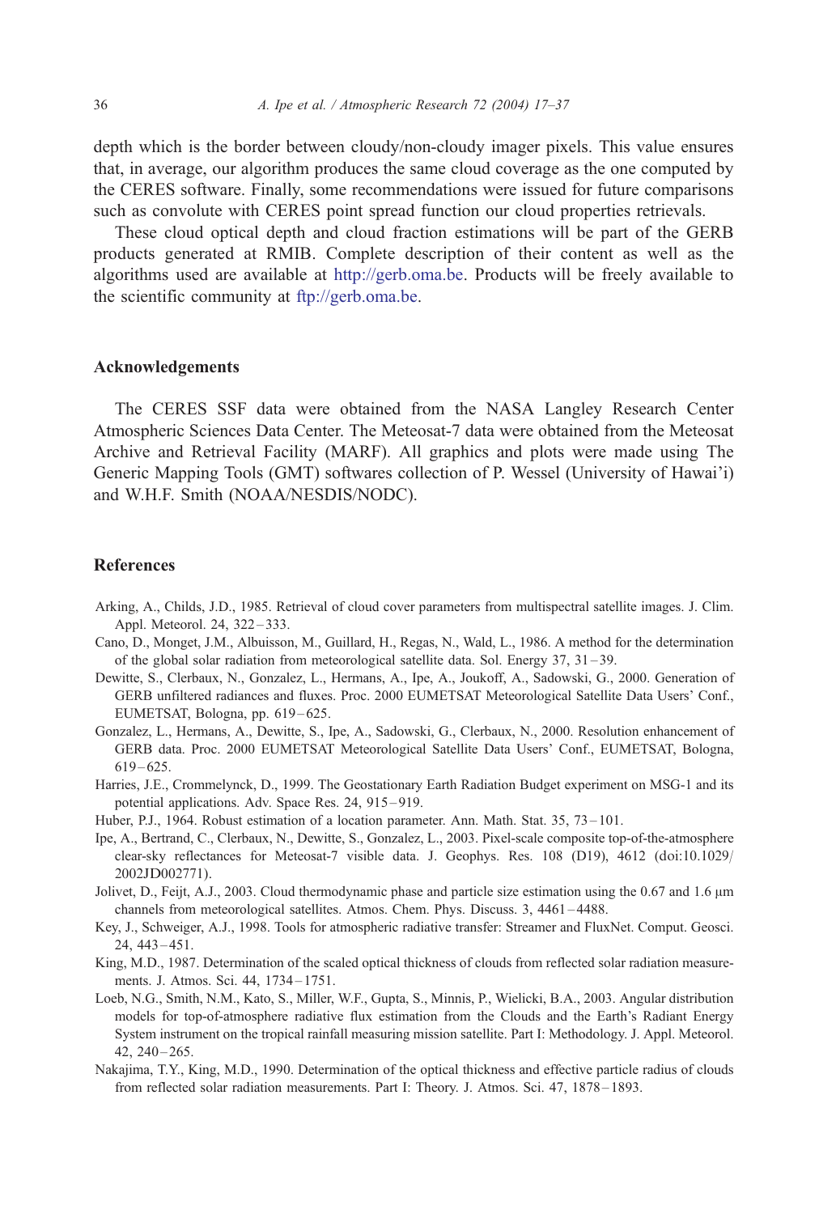depth which is the border between cloudy/non-cloudy imager pixels. This value ensures that, in average, our algorithm produces the same cloud coverage as the one computed by the CERES software. Finally, some recommendations were issued for future comparisons such as convolute with CERES point spread function our cloud properties retrievals.

These cloud optical depth and cloud fraction estimations will be part of the GERB products generated at RMIB. Complete description of their content as well as the algorithms used are available at http://gerb.oma.be. Products will be freely available to the scientific community at ftp://gerb.oma.be.

## Acknowledgements

The CERES SSF data were obtained from the NASA Langley Research Center Atmospheric Sciences Data Center. The Meteosat-7 data were obtained from the Meteosat Archive and Retrieval Facility (MARF). All graphics and plots were made using The Generic Mapping Tools (GMT) softwares collection of P. Wessel (University of Hawai'i) and W.H.F. Smith (NOAA/NESDIS/NODC).

## References

Arking, A., Childs, J.D., 1985. Retrieval of cloud cover parameters from multispectral satellite images. J. Clim. Appl. Meteorol. 24, 322–333.

Cano, D., Monget, J.M., Albuisson, M., Guillard, H., Regas, N., Wald, L., 1986. A method for the determination of the global solar radiation from meteorological satellite data. Sol. Energy 37, 31–39.

Dewitte, S., Clerbaux, N., Gonzalez, L., Hermans, A., Ipe, A., Joukoff, A., Sadowski, G., 2000. Generation of GERB unfiltered radiances and fluxes. Proc. 2000 EUMETSAT Meteorological Satellite Data Users' Conf., EUMETSAT, Bologna, pp. 619–625.

Gonzalez, L., Hermans, A., Dewitte, S., Ipe, A., Sadowski, G., Clerbaux, N., 2000. Resolution enhancement of GERB data. Proc. 2000 EUMETSAT Meteorological Satellite Data Users' Conf., EUMETSAT, Bologna, 619–625.

Harries, J.E., Crommelynck, D., 1999. The Geostationary Earth Radiation Budget experiment on MSG-1 and its potential applications. Adv. Space Res. 24, 915–919.

Huber, P.J., 1964. Robust estimation of a location parameter. Ann. Math. Stat. 35, 73–101.

Ipe, A., Bertrand, C., Clerbaux, N., Dewitte, S., Gonzalez, L., 2003. Pixel-scale composite top-of-the-atmosphere clear-sky reflectances for Meteosat-7 visible data. J. Geophys. Res. 108 (D19), 4612 (doi:10.1029/2002JD002771).

Jolivet, D., Feijt, A.J., 2003. Cloud thermodynamic phase and particle size estimation using the 0.67 and 1.6 μm channels from meteorological satellites. Atmos. Chem. Phys. Discuss. 3, 4461–4488.

Key, J., Schweiger, A.J., 1998. Tools for atmospheric radiative transfer: Streamer and FluxNet. Comput. Geosci. 24, 443–451.

King, M.D., 1987. Determination of the scaled optical thickness of clouds from reflected solar radiation measurements. J. Atmos. Sci. 44, 1734–1751.

Loeb, N.G., Smith, N.M., Kato, S., Miller, W.F., Gupta, S., Minnis, P., Wielicki, B.A., 2003. Angular distribution models for top-of-atmosphere radiative flux estimation from the Clouds and the Earth's Radiant Energy System instrument on the tropical rainfall measuring mission satellite. Part I: Methodology. J. Appl. Meteorol. 42, 240–265.

Nakajima, T.Y., King, M.D., 1990. Determination of the optical thickness and effective particle radius of clouds from reflected solar radiation measurements. Part I: Theory. J. Atmos. Sci. 47, 1878–1893.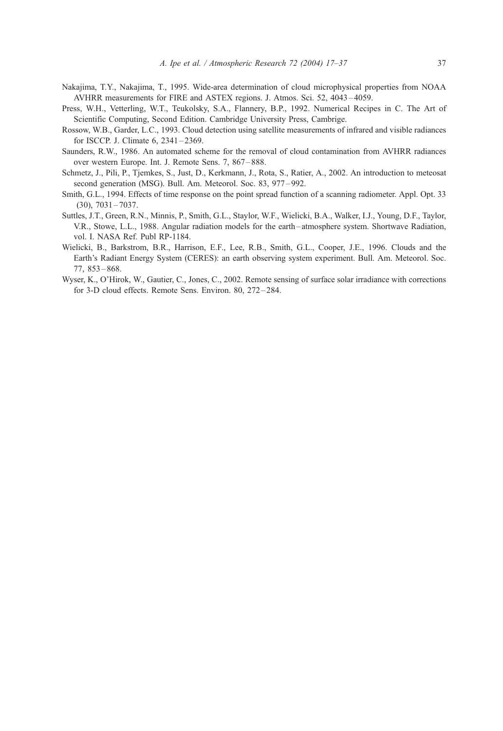Nakajima, T.Y., Nakajima, T., 1995. Wide-area determination of cloud microphysical properties from NOAA AVHRR measurements for FIRE and ASTEX regions. J. Atmos. Sci. 52, 4043–4059.

Press, W.H., Vetterling, W.T., Teukolsky, S.A., Flannery, B.P., 1992. Numerical Recipes in C. The Art of Scientific Computing, Second Edition. Cambridge University Press, Cambrige.

Rossow, W.B., Garder, L.C., 1993. Cloud detection using satellite measurements of infrared and visible radiances for ISCCP. J. Climate 6, 2341–2369.

Saunders, R.W., 1986. An automated scheme for the removal of cloud contamination from AVHRR radiances over western Europe. Int. J. Remote Sens. 7, 867–888.

Schmetz, J., Pili, P., Tjemkes, S., Just, D., Kerkmann, J., Rota, S., Ratier, A., 2002. An introduction to meteosat second generation (MSG). Bull. Am. Meteorol. Soc. 83, 977–992.

Smith, G.L., 1994. Effects of time response on the point spread function of a scanning radiometer. Appl. Opt. 33 (30), 7031–7037.

Suttles, J.T., Green, R.N., Minnis, P., Smith, G.L., Staylor, W.F., Wielicki, B.A., Walker, I.J., Young, D.F., Taylor, V.R., Stowe, L.L., 1988. Angular radiation models for the earth–atmosphere system. Shortwave Radiation, vol. I. NASA Ref. Publ RP-1184.

Wielicki, B., Barkstrom, B.R., Harrison, E.F., Lee, R.B., Smith, G.L., Cooper, J.E., 1996. Clouds and the Earth's Radiant Energy System (CERES): an earth observing system experiment. Bull. Am. Meteorol. Soc. 77, 853–868.

Wyser, K., O'Hirok, W., Gautier, C., Jones, C., 2002. Remote sensing of surface solar irradiance with corrections for 3-D cloud effects. Remote Sens. Environ. 80, 272–284.